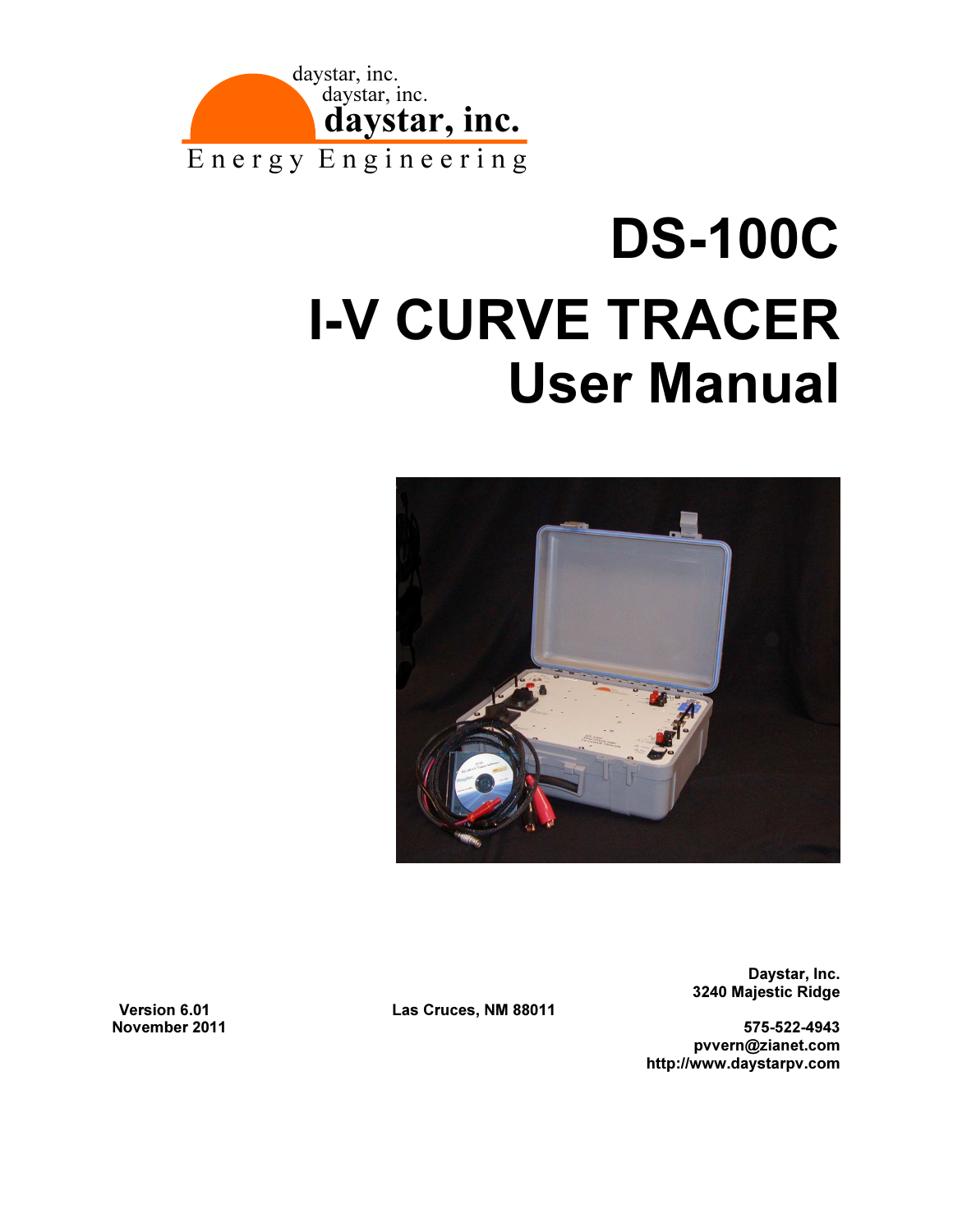daystar, inc.
daystar, inc.
**daystar, inc.**
Energy Engineering

# DS-100C
# I-V CURVE TRACER
# User Manual

**Version 6.01**
**November 2011**

**Daystar, Inc.**
**3240 Majestic Ridge**
**Las Cruces, NM 88011**

**575-522-4943**
**pvvern@zianet.com**
**http://www.daystarpv.com**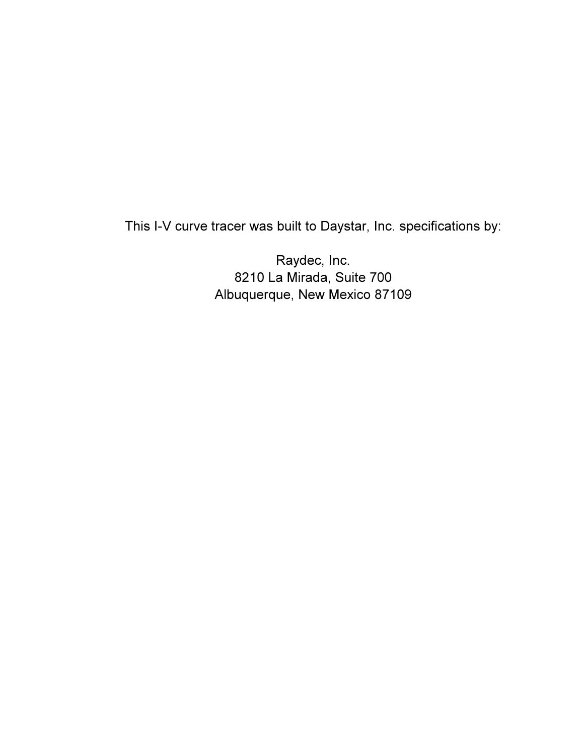This I-V curve tracer was built to Daystar, Inc. specifications by:

Raydec, Inc.
8210 La Mirada, Suite 700
Albuquerque, New Mexico 87109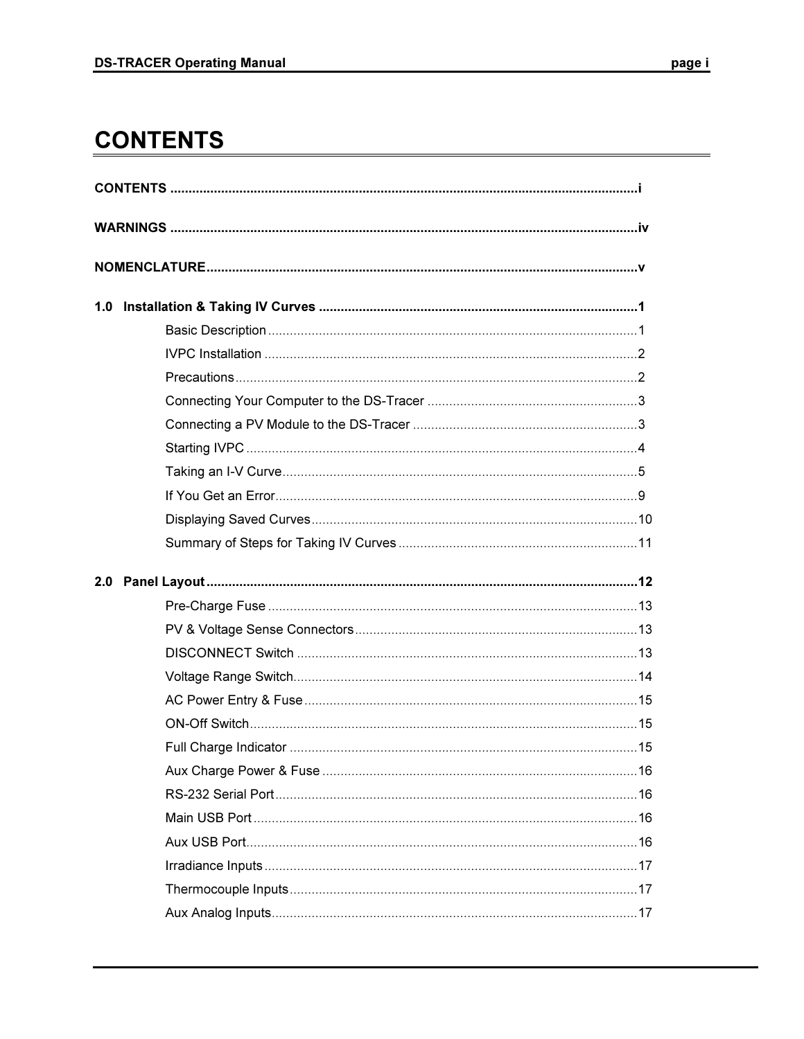# CONTENTS

**CONTENTS** ................................................................................................................................i

**WARNINGS** ................................................................................................................................iv

**NOMENCLATURE**......................................................................................................................v

**1.0 Installation & Taking IV Curves** ........................................................................................1

- Basic Description .....................................................................................................1
- IVPC Installation ......................................................................................................2
- Precautions..............................................................................................................2
- Connecting Your Computer to the DS-Tracer ..........................................................3
- Connecting a PV Module to the DS-Tracer .............................................................3
- Starting IVPC ...........................................................................................................4
- Taking an I-V Curve.................................................................................................5
- If You Get an Error...................................................................................................9
- Displaying Saved Curves.........................................................................................10
- Summary of Steps for Taking IV Curves .................................................................11

**2.0 Panel Layout**......................................................................................................................12

- Pre-Charge Fuse .....................................................................................................13
- PV & Voltage Sense Connectors.............................................................................13
- DISCONNECT Switch .............................................................................................13
- Voltage Range Switch..............................................................................................14
- AC Power Entry & Fuse...........................................................................................15
- ON-Off Switch..........................................................................................................15
- Full Charge Indicator ...............................................................................................15
- Aux Charge Power & Fuse ......................................................................................16
- RS-232 Serial Port...................................................................................................16
- Main USB Port .........................................................................................................16
- Aux USB Port...........................................................................................................16
- Irradiance Inputs ......................................................................................................17
- Thermocouple Inputs...............................................................................................17
- Aux Analog Inputs....................................................................................................17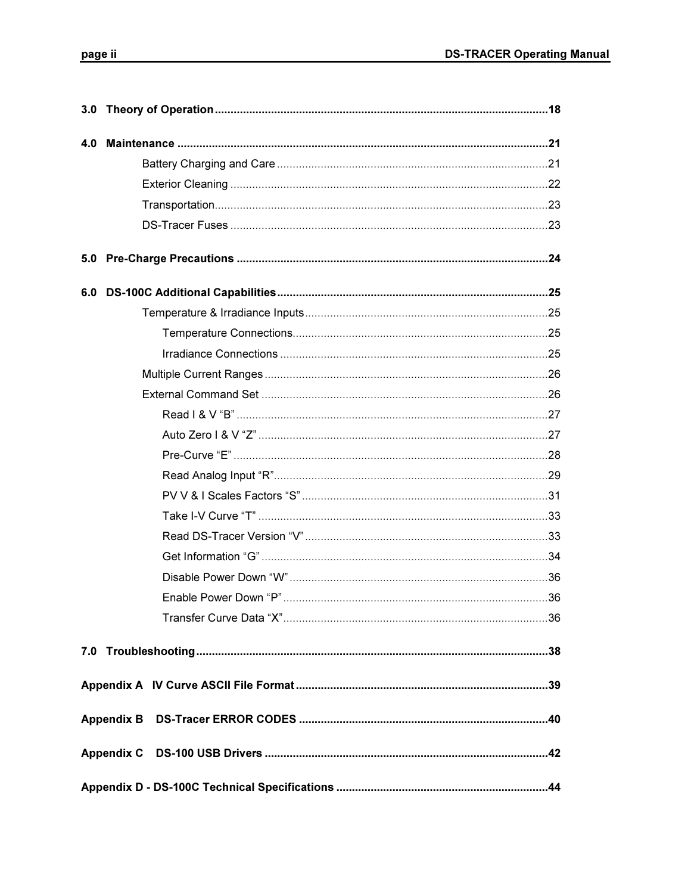**3.0 Theory of Operation** .......... 18

**4.0 Maintenance** .......... 21

- Battery Charging and Care .......... 21
- Exterior Cleaning .......... 22
- Transportation .......... 23
- DS-Tracer Fuses .......... 23

**5.0 Pre-Charge Precautions** .......... 24

**6.0 DS-100C Additional Capabilities** .......... 25

- Temperature & Irradiance Inputs .......... 25
  - Temperature Connections .......... 25
  - Irradiance Connections .......... 25
- Multiple Current Ranges .......... 26
- External Command Set .......... 26
  - Read I & V "B" .......... 27
  - Auto Zero I & V "Z" .......... 27
  - Pre-Curve "E" .......... 28
  - Read Analog Input "R" .......... 29
  - PV V & I Scales Factors "S" .......... 31
  - Take I-V Curve "T" .......... 33
  - Read DS-Tracer Version "V" .......... 33
  - Get Information "G" .......... 34
  - Disable Power Down "W" .......... 36
  - Enable Power Down "P" .......... 36
  - Transfer Curve Data "X" .......... 36

**7.0 Troubleshooting** .......... 38

**Appendix A IV Curve ASCII File Format** .......... 39

**Appendix B DS-Tracer ERROR CODES** .......... 40

**Appendix C DS-100 USB Drivers** .......... 42

**Appendix D - DS-100C Technical Specifications** .......... 44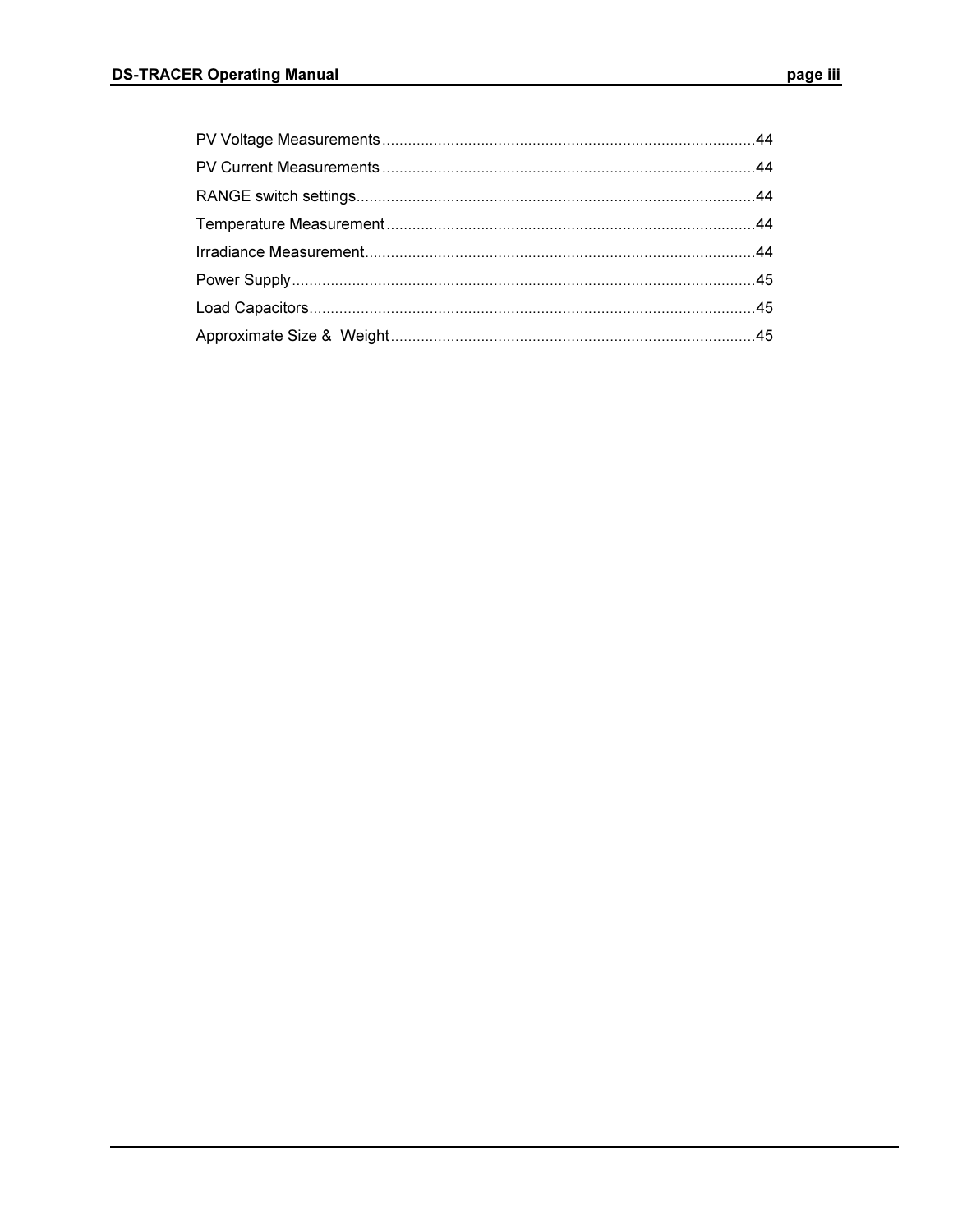PV Voltage Measurements ........................................................................................ 44

PV Current Measurements ........................................................................................ 44

RANGE switch settings ............................................................................................. 44

Temperature Measurement ........................................................................................ 44

Irradiance Measurement ............................................................................................ 44

Power Supply ............................................................................................................ 45

Load Capacitors ........................................................................................................ 45

Approximate Size & Weight ...................................................................................... 45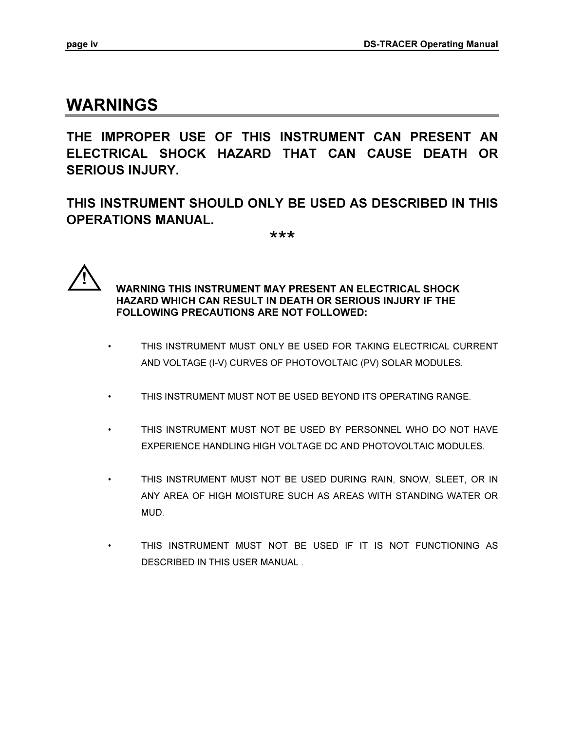# WARNINGS

**THE IMPROPER USE OF THIS INSTRUMENT CAN PRESENT AN ELECTRICAL SHOCK HAZARD THAT CAN CAUSE DEATH OR SERIOUS INJURY.**

**THIS INSTRUMENT SHOULD ONLY BE USED AS DESCRIBED IN THIS OPERATIONS MANUAL.**

***

⚠ **WARNING THIS INSTRUMENT MAY PRESENT AN ELECTRICAL SHOCK HAZARD WHICH CAN RESULT IN DEATH OR SERIOUS INJURY IF THE FOLLOWING PRECAUTIONS ARE NOT FOLLOWED:**

- THIS INSTRUMENT MUST ONLY BE USED FOR TAKING ELECTRICAL CURRENT AND VOLTAGE (I-V) CURVES OF PHOTOVOLTAIC (PV) SOLAR MODULES.
- THIS INSTRUMENT MUST NOT BE USED BEYOND ITS OPERATING RANGE.
- THIS INSTRUMENT MUST NOT BE USED BY PERSONNEL WHO DO NOT HAVE EXPERIENCE HANDLING HIGH VOLTAGE DC AND PHOTOVOLTAIC MODULES.
- THIS INSTRUMENT MUST NOT BE USED DURING RAIN, SNOW, SLEET, OR IN ANY AREA OF HIGH MOISTURE SUCH AS AREAS WITH STANDING WATER OR MUD.
- THIS INSTRUMENT MUST NOT BE USED IF IT IS NOT FUNCTIONING AS DESCRIBED IN THIS USER MANUAL .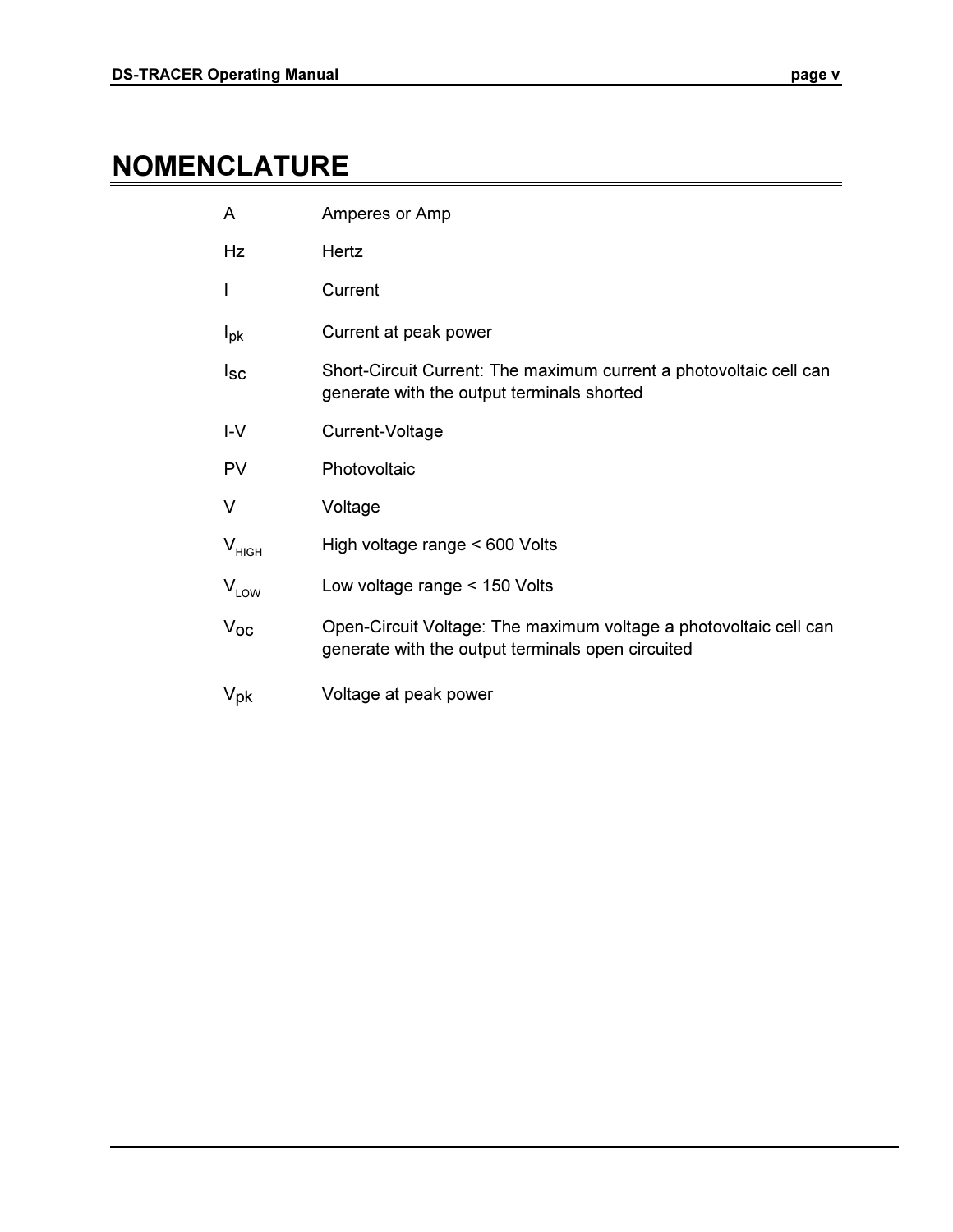# NOMENCLATURE

| | |
|---|---|
| A | Amperes or Amp |
| Hz | Hertz |
| I | Current |
| $I_{pk}$ | Current at peak power |
| $I_{SC}$ | Short-Circuit Current: The maximum current a photovoltaic cell can generate with the output terminals shorted |
| I-V | Current-Voltage |
| PV | Photovoltaic |
| V | Voltage |
| $V_{HIGH}$ | High voltage range < 600 Volts |
| $V_{LOW}$ | Low voltage range < 150 Volts |
| $V_{OC}$ | Open-Circuit Voltage: The maximum voltage a photovoltaic cell can generate with the output terminals open circuited |
| $V_{pk}$ | Voltage at peak power |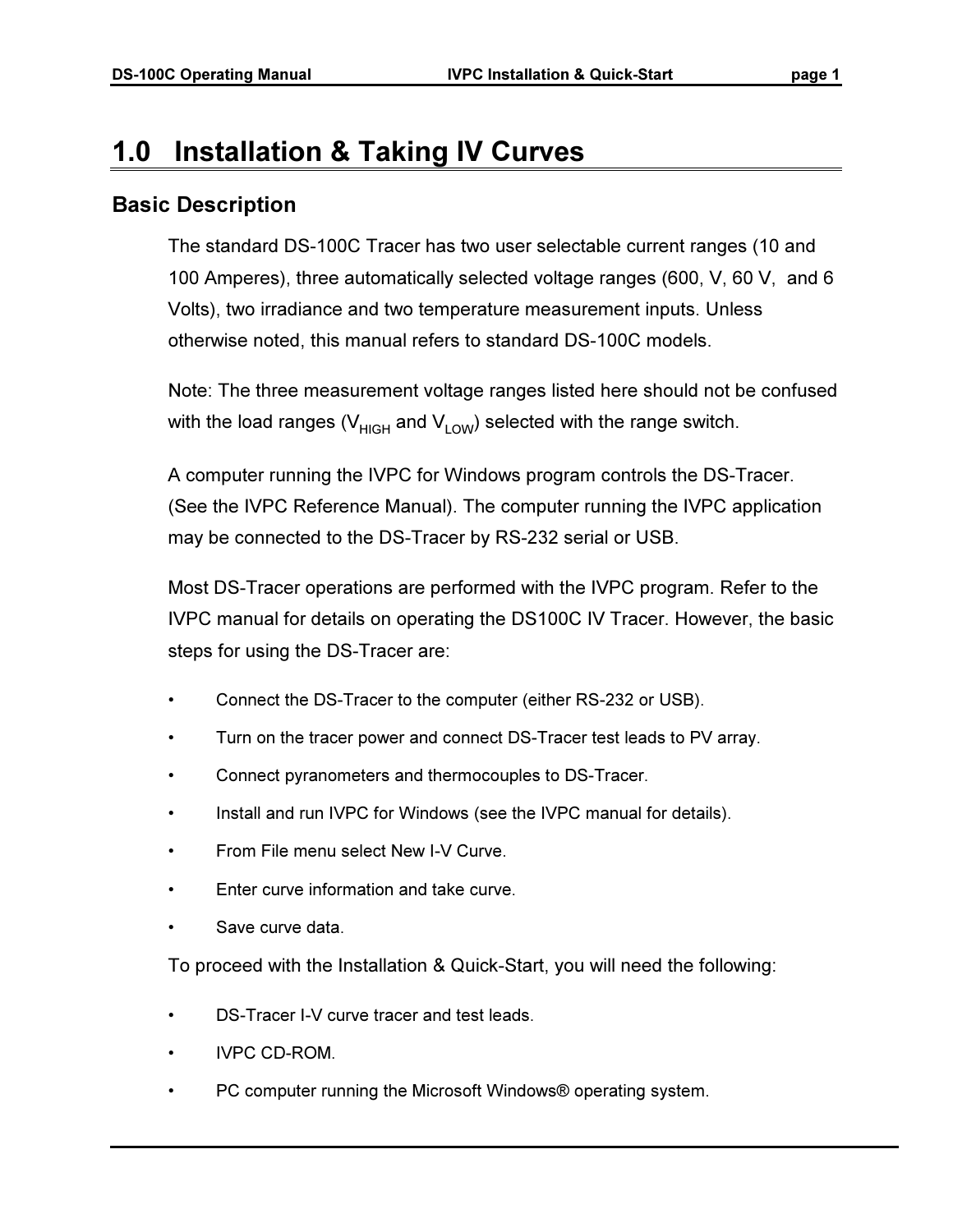# 1.0 Installation & Taking IV Curves

## Basic Description

The standard DS-100C Tracer has two user selectable current ranges (10 and 100 Amperes), three automatically selected voltage ranges (600, V, 60 V, and 6 Volts), two irradiance and two temperature measurement inputs. Unless otherwise noted, this manual refers to standard DS-100C models.

Note: The three measurement voltage ranges listed here should not be confused with the load ranges ($V_{HIGH}$ and $V_{LOW}$) selected with the range switch.

A computer running the IVPC for Windows program controls the DS-Tracer. (See the IVPC Reference Manual). The computer running the IVPC application may be connected to the DS-Tracer by RS-232 serial or USB.

Most DS-Tracer operations are performed with the IVPC program. Refer to the IVPC manual for details on operating the DS100C IV Tracer. However, the basic steps for using the DS-Tracer are:

- Connect the DS-Tracer to the computer (either RS-232 or USB).
- Turn on the tracer power and connect DS-Tracer test leads to PV array.
- Connect pyranometers and thermocouples to DS-Tracer.
- Install and run IVPC for Windows (see the IVPC manual for details).
- From File menu select New I-V Curve.
- Enter curve information and take curve.
- Save curve data.

To proceed with the Installation & Quick-Start, you will need the following:

- DS-Tracer I-V curve tracer and test leads.
- IVPC CD-ROM.
- PC computer running the Microsoft Windows® operating system.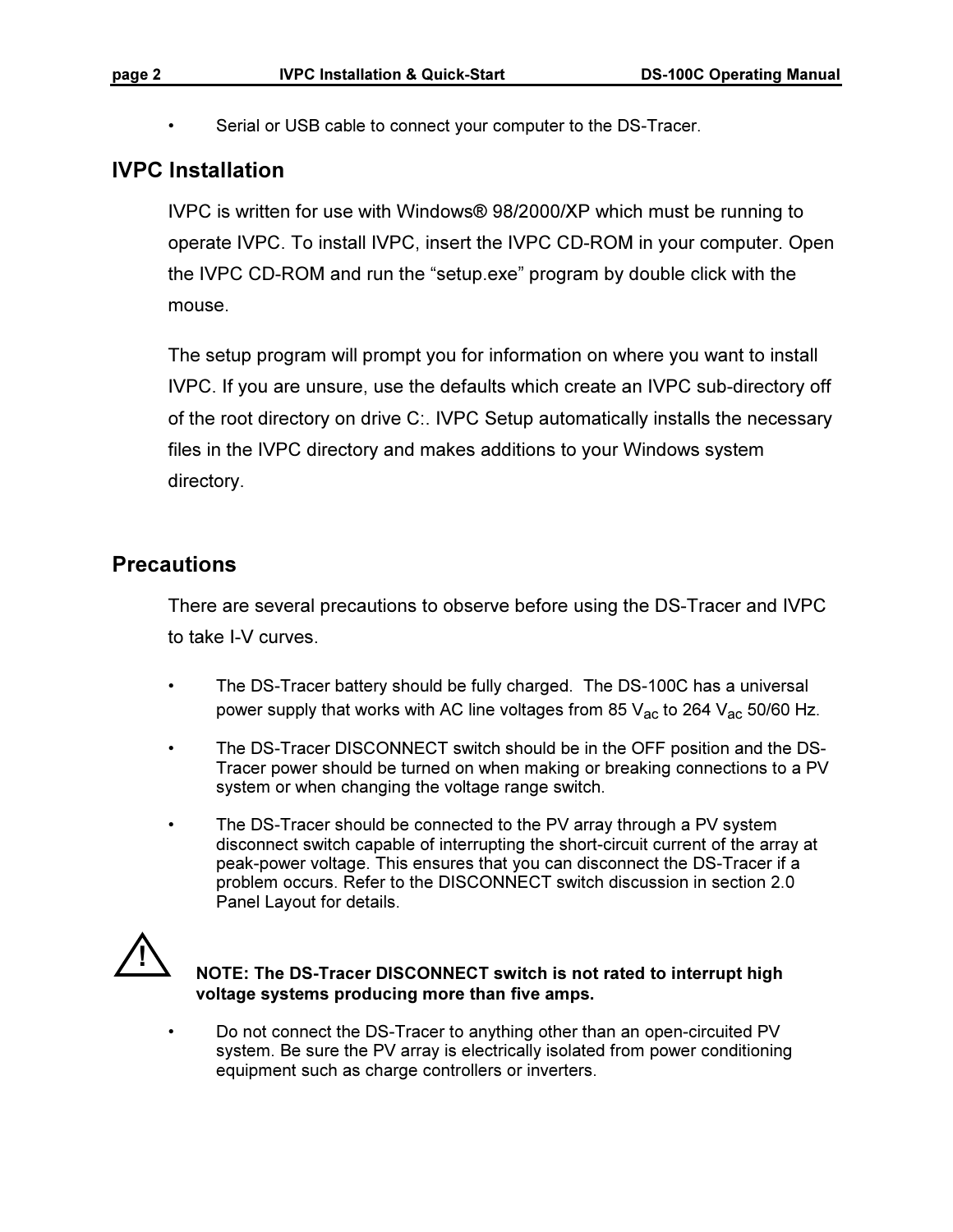- Serial or USB cable to connect your computer to the DS-Tracer.

## IVPC Installation

IVPC is written for use with Windows® 98/2000/XP which must be running to operate IVPC. To install IVPC, insert the IVPC CD-ROM in your computer. Open the IVPC CD-ROM and run the “setup.exe” program by double click with the mouse.

The setup program will prompt you for information on where you want to install IVPC. If you are unsure, use the defaults which create an IVPC sub-directory off of the root directory on drive C:. IVPC Setup automatically installs the necessary files in the IVPC directory and makes additions to your Windows system directory.

## Precautions

There are several precautions to observe before using the DS-Tracer and IVPC to take I-V curves.

- The DS-Tracer battery should be fully charged. The DS-100C has a universal power supply that works with AC line voltages from 85 $V_{ac}$ to 264 $V_{ac}$ 50/60 Hz.
- The DS-Tracer DISCONNECT switch should be in the OFF position and the DS-Tracer power should be turned on when making or breaking connections to a PV system or when changing the voltage range switch.
- The DS-Tracer should be connected to the PV array through a PV system disconnect switch capable of interrupting the short-circuit current of the array at peak-power voltage. This ensures that you can disconnect the DS-Tracer if a problem occurs. Refer to the DISCONNECT switch discussion in section 2.0 Panel Layout for details.

⚠ **NOTE: The DS-Tracer DISCONNECT switch is not rated to interrupt high voltage systems producing more than five amps.**

- Do not connect the DS-Tracer to anything other than an open-circuited PV system. Be sure the PV array is electrically isolated from power conditioning equipment such as charge controllers or inverters.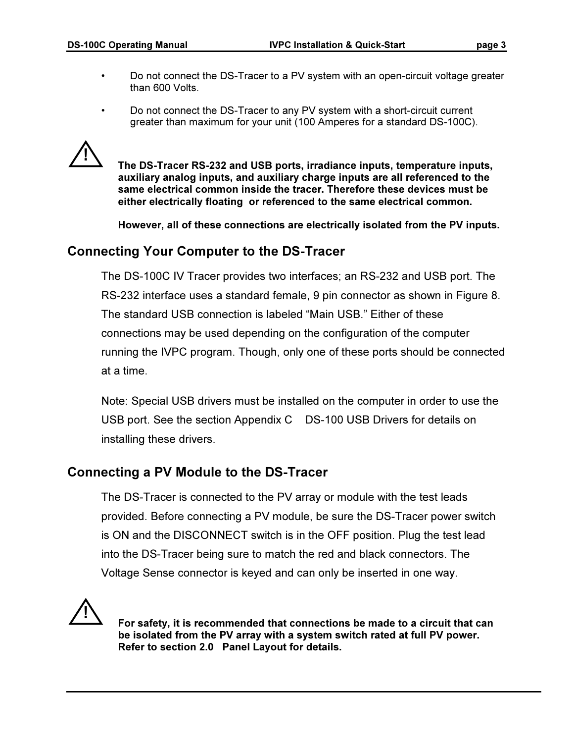- Do not connect the DS-Tracer to a PV system with an open-circuit voltage greater than 600 Volts.
- Do not connect the DS-Tracer to any PV system with a short-circuit current greater than maximum for your unit (100 Amperes for a standard DS-100C).

⚠ **The DS-Tracer RS-232 and USB ports, irradiance inputs, temperature inputs, auxiliary analog inputs, and auxiliary charge inputs are all referenced to the same electrical common inside the tracer. Therefore these devices must be either electrically floating or referenced to the same electrical common.**

**However, all of these connections are electrically isolated from the PV inputs.**

## Connecting Your Computer to the DS-Tracer

The DS-100C IV Tracer provides two interfaces; an RS-232 and USB port. The RS-232 interface uses a standard female, 9 pin connector as shown in Figure 8. The standard USB connection is labeled "Main USB." Either of these connections may be used depending on the configuration of the computer running the IVPC program. Though, only one of these ports should be connected at a time.

Note: Special USB drivers must be installed on the computer in order to use the USB port. See the section Appendix C DS-100 USB Drivers for details on installing these drivers.

## Connecting a PV Module to the DS-Tracer

The DS-Tracer is connected to the PV array or module with the test leads provided. Before connecting a PV module, be sure the DS-Tracer power switch is ON and the DISCONNECT switch is in the OFF position. Plug the test lead into the DS-Tracer being sure to match the red and black connectors. The Voltage Sense connector is keyed and can only be inserted in one way.

⚠ **For safety, it is recommended that connections be made to a circuit that can be isolated from the PV array with a system switch rated at full PV power. Refer to section 2.0 Panel Layout for details.**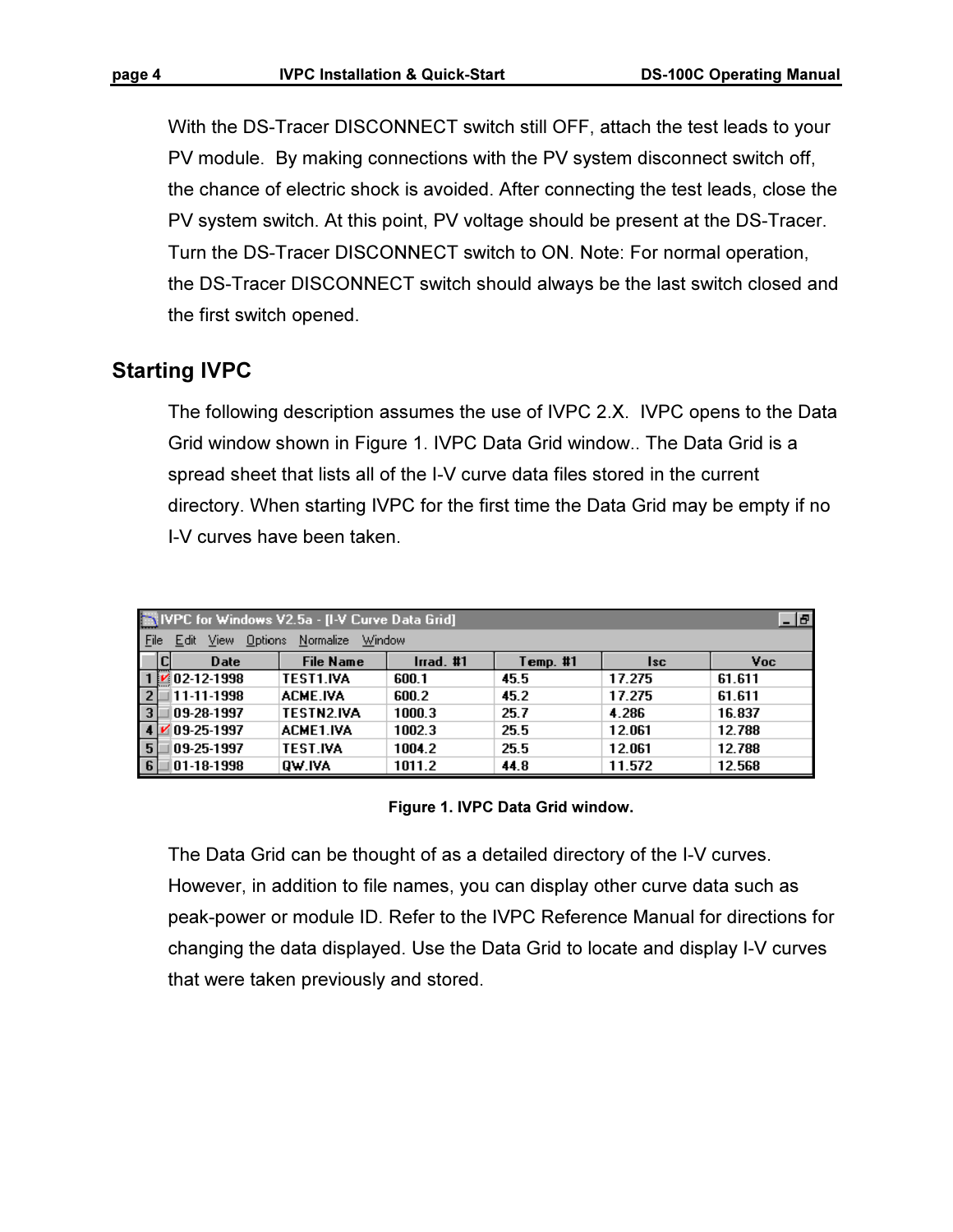With the DS-Tracer DISCONNECT switch still OFF, attach the test leads to your PV module. By making connections with the PV system disconnect switch off, the chance of electric shock is avoided. After connecting the test leads, close the PV system switch. At this point, PV voltage should be present at the DS-Tracer. Turn the DS-Tracer DISCONNECT switch to ON. Note: For normal operation, the DS-Tracer DISCONNECT switch should always be the last switch closed and the first switch opened.

## Starting IVPC

The following description assumes the use of IVPC 2.X. IVPC opens to the Data Grid window shown in Figure 1. IVPC Data Grid window.. The Data Grid is a spread sheet that lists all of the I-V curve data files stored in the current directory. When starting IVPC for the first time the Data Grid may be empty if no I-V curves have been taken.

IVPC for Windows V2.5a - [I-V Curve Data Grid]

File Edit View Options Normalize Window

| | C | Date | File Name | Irrad. #1 | Temp. #1 | Isc | Voc |
|---|---|---|---|---|---|---|---|
| 1 | ✓ | 02-12-1998 | TEST1.IVA | 600.1 | 45.5 | 17.275 | 61.611 |
| 2 | | 11-11-1998 | ACME.IVA | 600.2 | 45.2 | 17.275 | 61.611 |
| 3 | | 09-28-1997 | TESTN2.IVA | 1000.3 | 25.7 | 4.286 | 16.837 |
| 4 | ✓ | 09-25-1997 | ACME1.IVA | 1002.3 | 25.5 | 12.061 | 12.788 |
| 5 | | 09-25-1997 | TEST.IVA | 1004.2 | 25.5 | 12.061 | 12.788 |
| 6 | | 01-18-1998 | QW.IVA | 1011.2 | 44.8 | 11.572 | 12.568 |

**Figure 1. IVPC Data Grid window.**

The Data Grid can be thought of as a detailed directory of the I-V curves. However, in addition to file names, you can display other curve data such as peak-power or module ID. Refer to the IVPC Reference Manual for directions for changing the data displayed. Use the Data Grid to locate and display I-V curves that were taken previously and stored.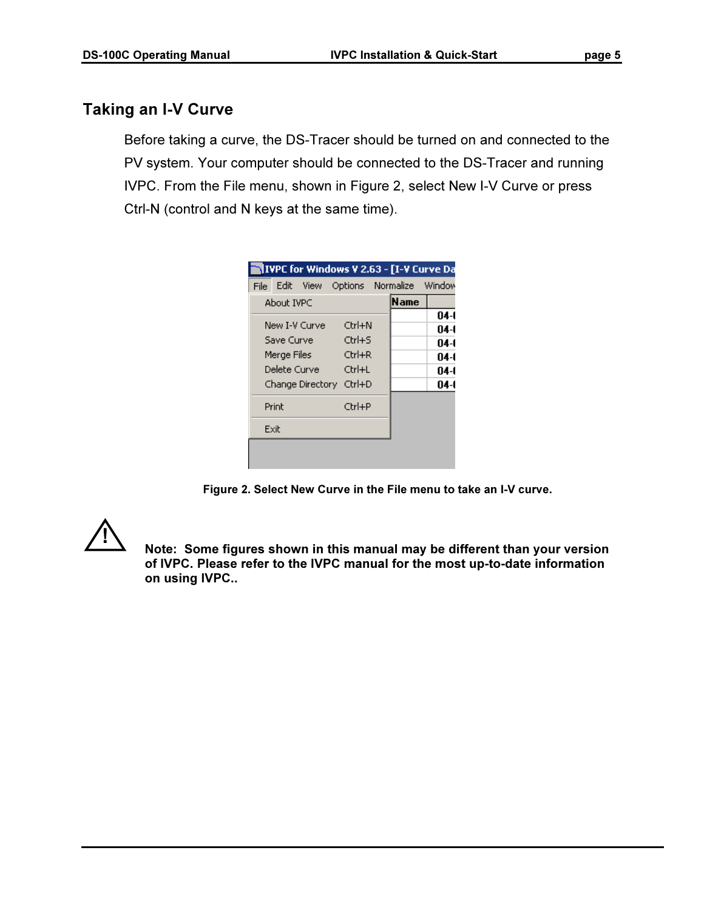## Taking an I-V Curve

Before taking a curve, the DS-Tracer should be turned on and connected to the PV system. Your computer should be connected to the DS-Tracer and running IVPC. From the File menu, shown in Figure 2, select New I-V Curve or press Ctrl-N (control and N keys at the same time).

**Figure 2. Select New Curve in the File menu to take an I-V curve.**

**Note: Some figures shown in this manual may be different than your version of IVPC. Please refer to the IVPC manual for the most up-to-date information on using IVPC..**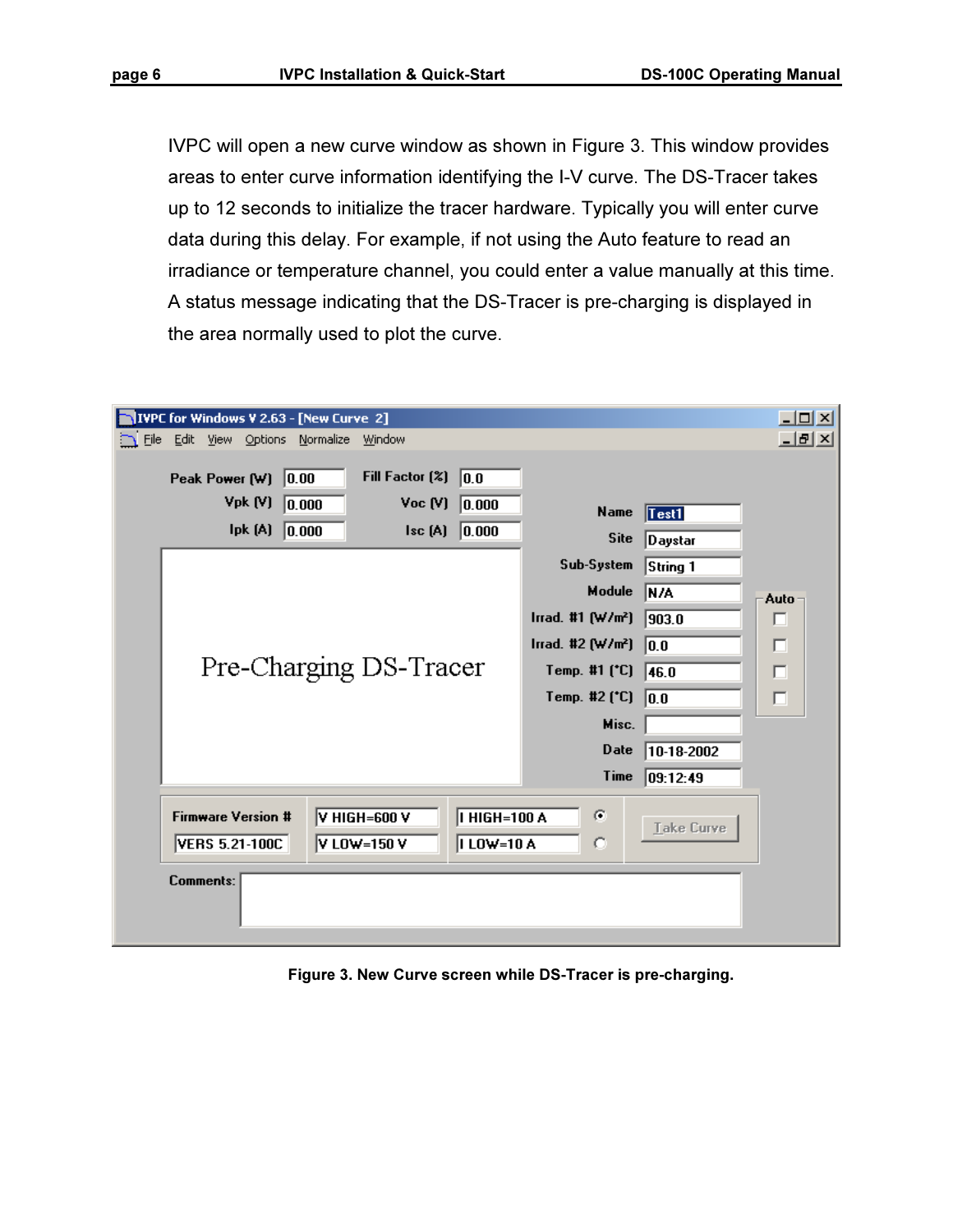IVPC will open a new curve window as shown in Figure 3. This window provides areas to enter curve information identifying the I-V curve. The DS-Tracer takes up to 12 seconds to initialize the tracer hardware. Typically you will enter curve data during this delay. For example, if not using the Auto feature to read an irradiance or temperature channel, you could enter a value manually at this time. A status message indicating that the DS-Tracer is pre-charging is displayed in the area normally used to plot the curve.

**Figure 3. New Curve screen while DS-Tracer is pre-charging.**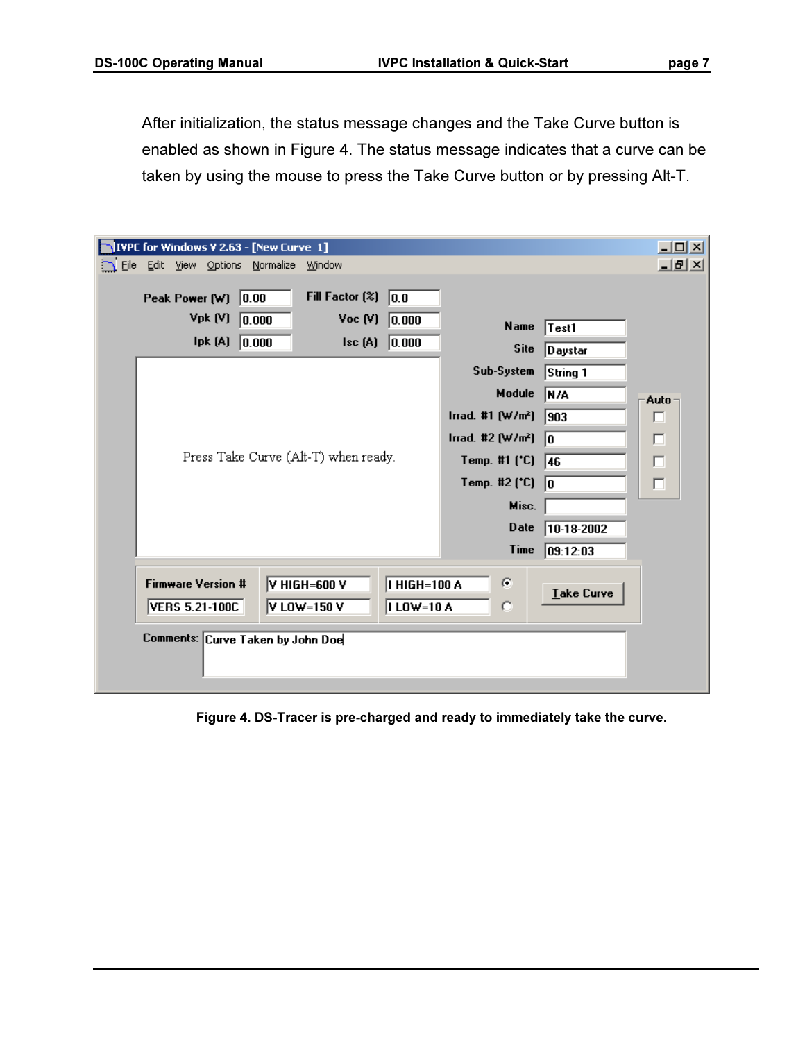After initialization, the status message changes and the Take Curve button is enabled as shown in Figure 4. The status message indicates that a curve can be taken by using the mouse to press the Take Curve button or by pressing Alt-T.

**Figure 4. DS-Tracer is pre-charged and ready to immediately take the curve.**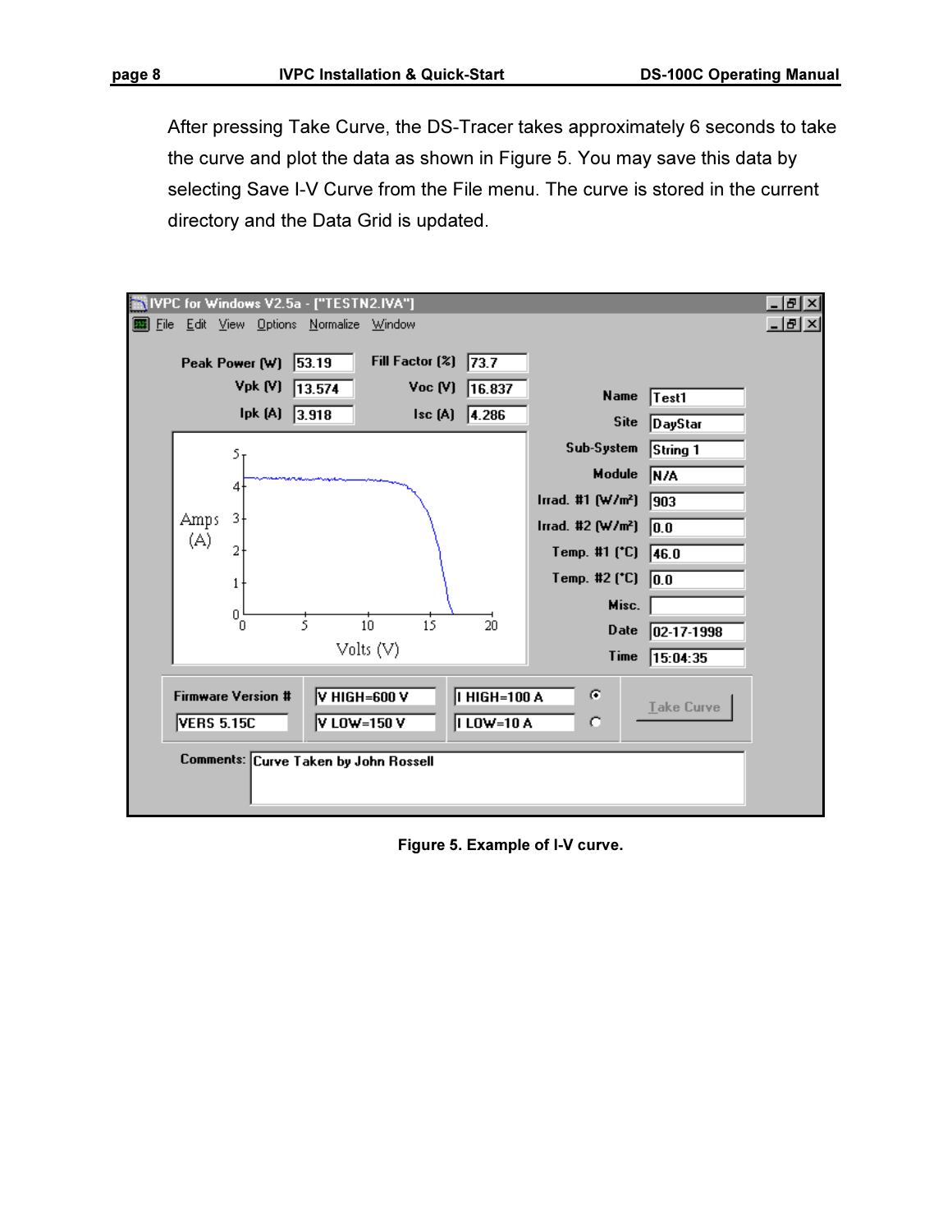After pressing Take Curve, the DS-Tracer takes approximately 6 seconds to take the curve and plot the data as shown in Figure 5. You may save this data by selecting Save I-V Curve from the File menu. The curve is stored in the current directory and the Data Grid is updated.

**Figure 5. Example of I-V curve.**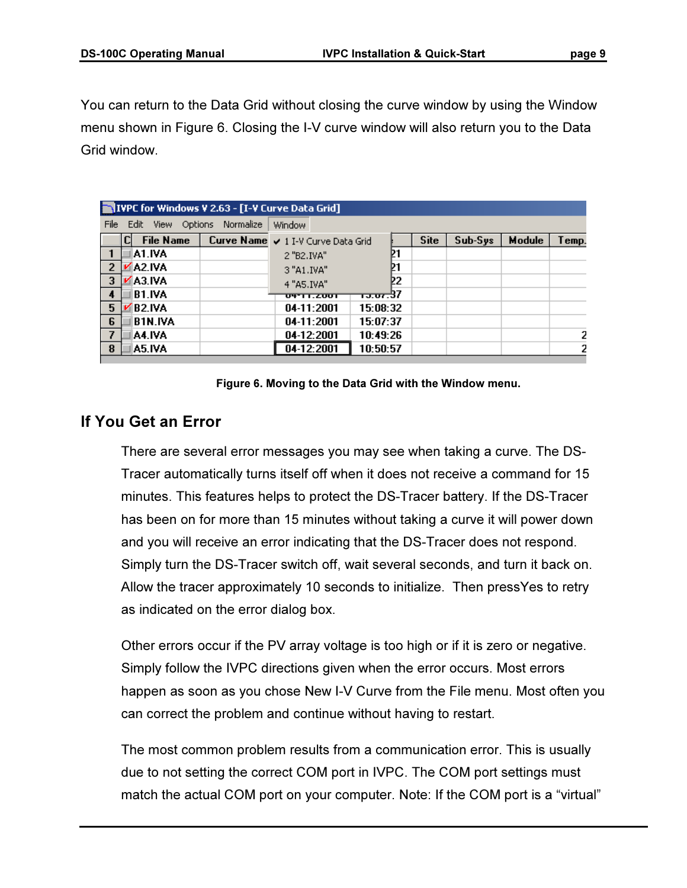You can return to the Data Grid without closing the curve window by using the Window menu shown in Figure 6. Closing the I-V curve window will also return you to the Data Grid window.

**Figure 6. Moving to the Data Grid with the Window menu.**

## If You Get an Error

There are several error messages you may see when taking a curve. The DS-Tracer automatically turns itself off when it does not receive a command for 15 minutes. This features helps to protect the DS-Tracer battery. If the DS-Tracer has been on for more than 15 minutes without taking a curve it will power down and you will receive an error indicating that the DS-Tracer does not respond. Simply turn the DS-Tracer switch off, wait several seconds, and turn it back on. Allow the tracer approximately 10 seconds to initialize. Then pressYes to retry as indicated on the error dialog box.

Other errors occur if the PV array voltage is too high or if it is zero or negative. Simply follow the IVPC directions given when the error occurs. Most errors happen as soon as you chose New I-V Curve from the File menu. Most often you can correct the problem and continue without having to restart.

The most common problem results from a communication error. This is usually due to not setting the correct COM port in IVPC. The COM port settings must match the actual COM port on your computer. Note: If the COM port is a “virtual”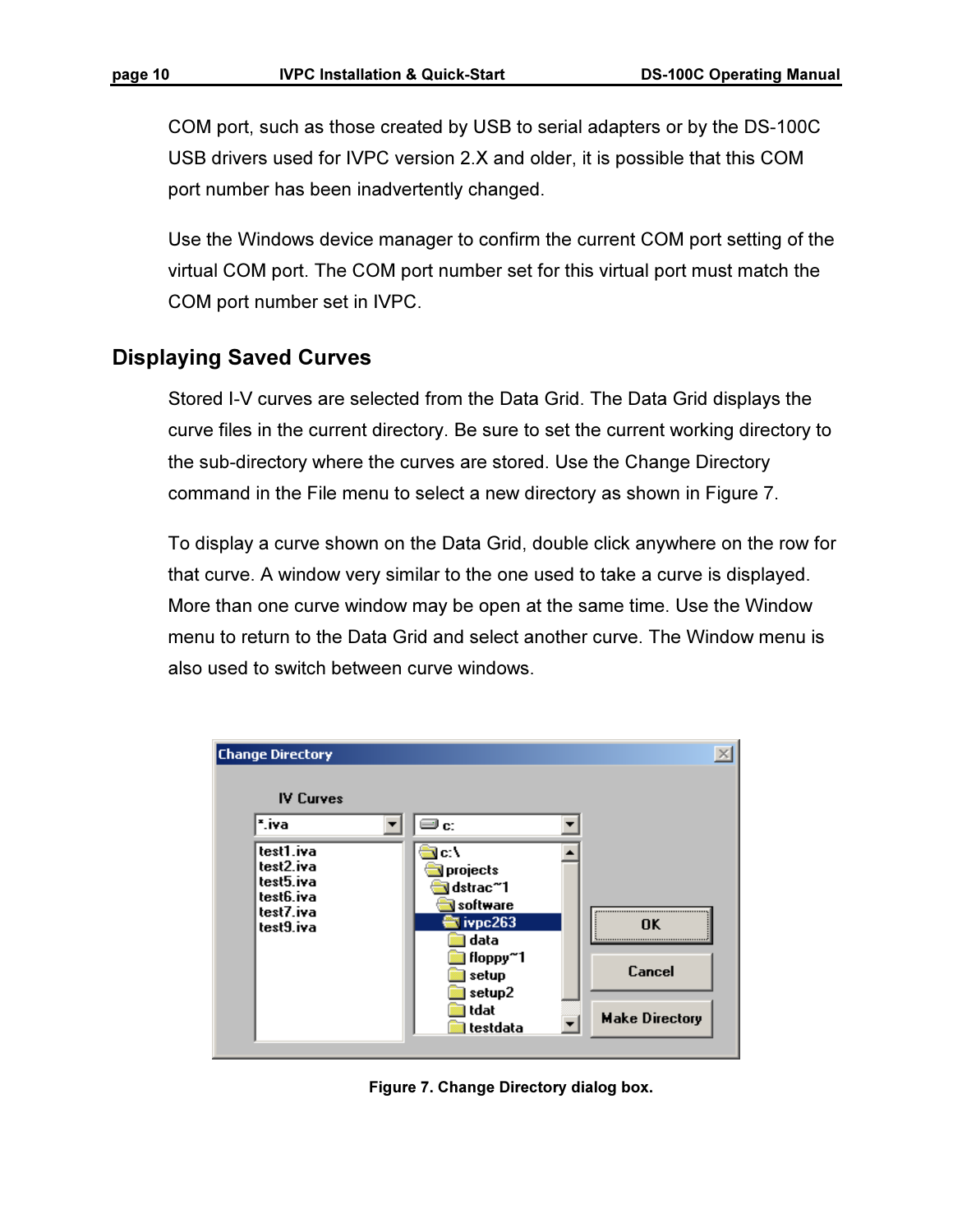COM port, such as those created by USB to serial adapters or by the DS-100C USB drivers used for IVPC version 2.X and older, it is possible that this COM port number has been inadvertently changed.

Use the Windows device manager to confirm the current COM port setting of the virtual COM port. The COM port number set for this virtual port must match the COM port number set in IVPC.

## Displaying Saved Curves

Stored I-V curves are selected from the Data Grid. The Data Grid displays the curve files in the current directory. Be sure to set the current working directory to the sub-directory where the curves are stored. Use the Change Directory command in the File menu to select a new directory as shown in Figure 7.

To display a curve shown on the Data Grid, double click anywhere on the row for that curve. A window very similar to the one used to take a curve is displayed. More than one curve window may be open at the same time. Use the Window menu to return to the Data Grid and select another curve. The Window menu is also used to switch between curve windows.

**Figure 7. Change Directory dialog box.**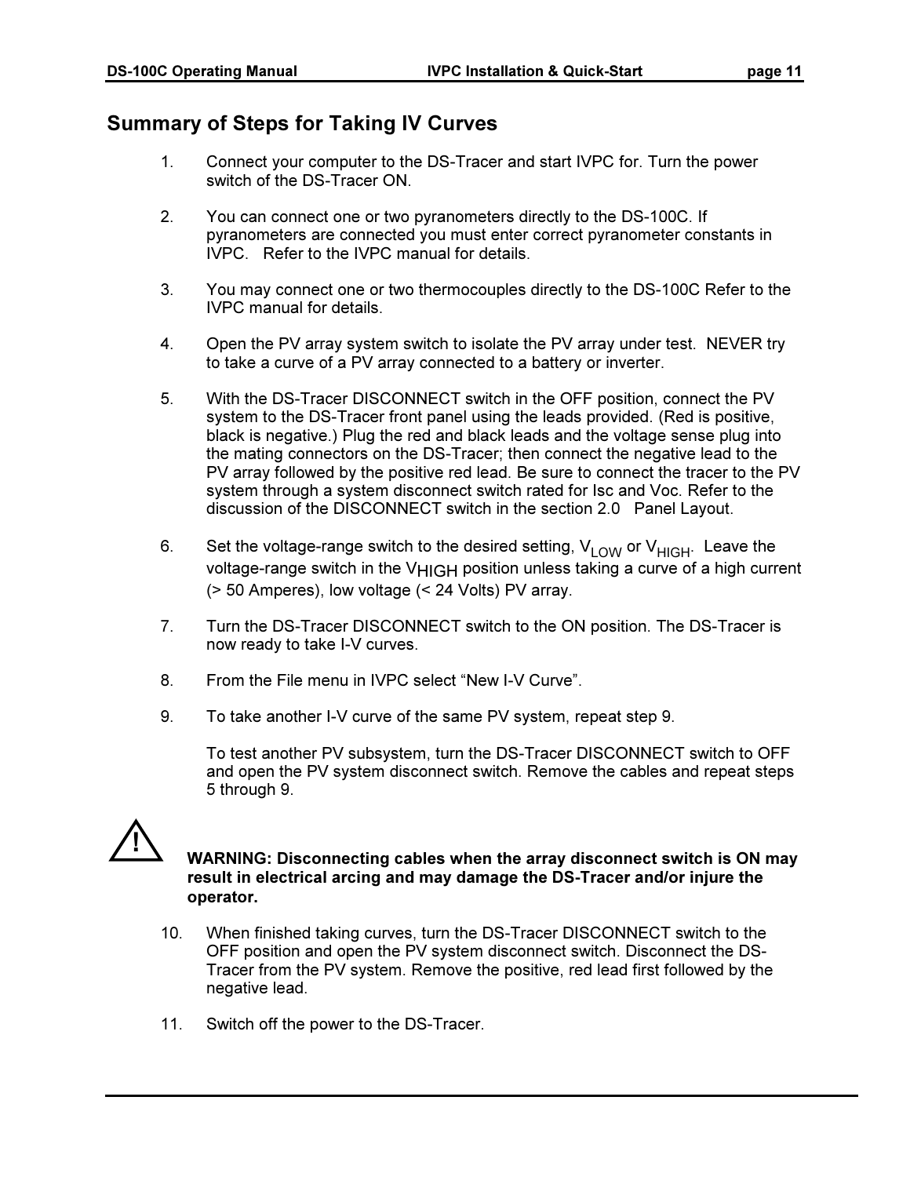## Summary of Steps for Taking IV Curves

1. Connect your computer to the DS-Tracer and start IVPC for. Turn the power switch of the DS-Tracer ON.

2. You can connect one or two pyranometers directly to the DS-100C. If pyranometers are connected you must enter correct pyranometer constants in IVPC. Refer to the IVPC manual for details.

3. You may connect one or two thermocouples directly to the DS-100C Refer to the IVPC manual for details.

4. Open the PV array system switch to isolate the PV array under test. NEVER try to take a curve of a PV array connected to a battery or inverter.

5. With the DS-Tracer DISCONNECT switch in the OFF position, connect the PV system to the DS-Tracer front panel using the leads provided. (Red is positive, black is negative.) Plug the red and black leads and the voltage sense plug into the mating connectors on the DS-Tracer; then connect the negative lead to the PV array followed by the positive red lead. Be sure to connect the tracer to the PV system through a system disconnect switch rated for Isc and Voc. Refer to the discussion of the DISCONNECT switch in the section 2.0 Panel Layout.

6. Set the voltage-range switch to the desired setting, $V_{LOW}$ or $V_{HIGH}$. Leave the voltage-range switch in the $V_{HIGH}$ position unless taking a curve of a high current (> 50 Amperes), low voltage (< 24 Volts) PV array.

7. Turn the DS-Tracer DISCONNECT switch to the ON position. The DS-Tracer is now ready to take I-V curves.

8. From the File menu in IVPC select “New I-V Curve”.

9. To take another I-V curve of the same PV system, repeat step 9.

   To test another PV subsystem, turn the DS-Tracer DISCONNECT switch to OFF and open the PV system disconnect switch. Remove the cables and repeat steps 5 through 9.

⚠ **WARNING: Disconnecting cables when the array disconnect switch is ON may result in electrical arcing and may damage the DS-Tracer and/or injure the operator.**

10. When finished taking curves, turn the DS-Tracer DISCONNECT switch to the OFF position and open the PV system disconnect switch. Disconnect the DS-Tracer from the PV system. Remove the positive, red lead first followed by the negative lead.

11. Switch off the power to the DS-Tracer.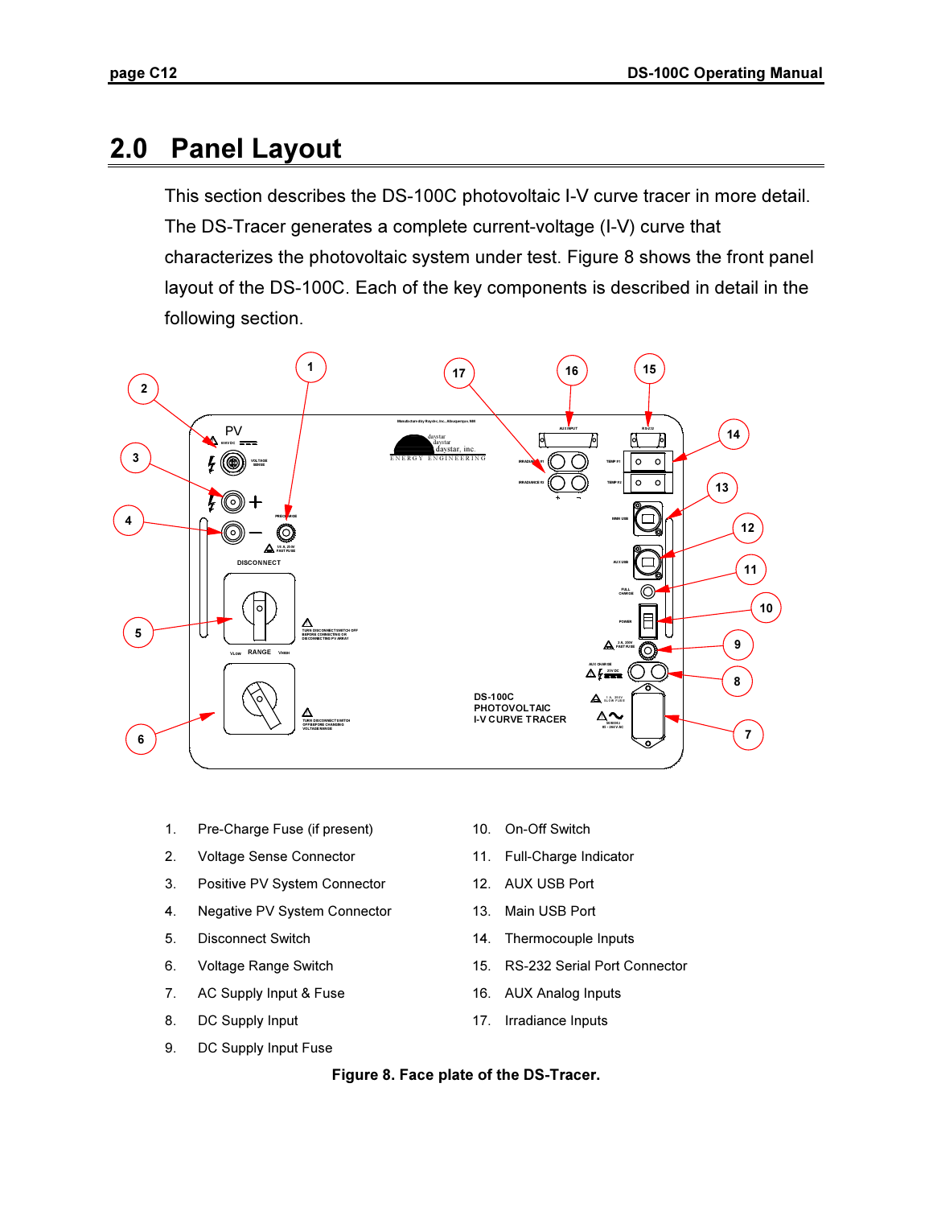## 2.0 Panel Layout

This section describes the DS-100C photovoltaic I-V curve tracer in more detail. The DS-Tracer generates a complete current-voltage (I-V) curve that characterizes the photovoltaic system under test. Figure 8 shows the front panel layout of the DS-100C. Each of the key components is described in detail in the following section.

1. Pre-Charge Fuse (if present)
2. Voltage Sense Connector
3. Positive PV System Connector
4. Negative PV System Connector
5. Disconnect Switch
6. Voltage Range Switch
7. AC Supply Input & Fuse
8. DC Supply Input
9. DC Supply Input Fuse
10. On-Off Switch
11. Full-Charge Indicator
12. AUX USB Port
13. Main USB Port
14. Thermocouple Inputs
15. RS-232 Serial Port Connector
16. AUX Analog Inputs
17. Irradiance Inputs

**Figure 8. Face plate of the DS-Tracer.**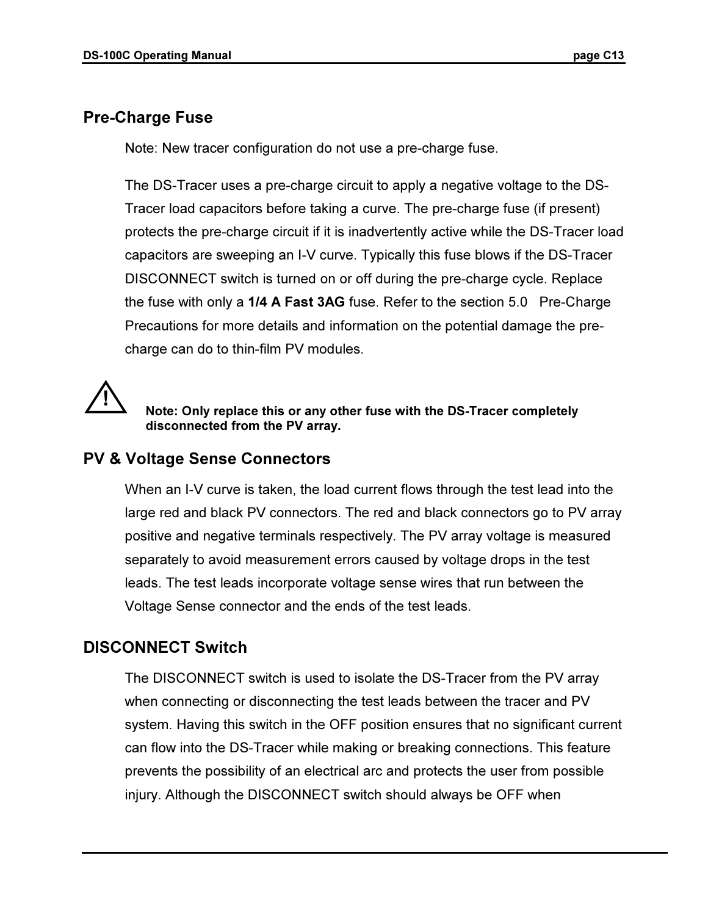## Pre-Charge Fuse

Note: New tracer configuration do not use a pre-charge fuse.

The DS-Tracer uses a pre-charge circuit to apply a negative voltage to the DS-Tracer load capacitors before taking a curve. The pre-charge fuse (if present) protects the pre-charge circuit if it is inadvertently active while the DS-Tracer load capacitors are sweeping an I-V curve. Typically this fuse blows if the DS-Tracer DISCONNECT switch is turned on or off during the pre-charge cycle. Replace the fuse with only a **1/4 A Fast 3AG** fuse. Refer to the section 5.0 Pre-Charge Precautions for more details and information on the potential damage the pre-charge can do to thin-film PV modules.

⚠ **Note: Only replace this or any other fuse with the DS-Tracer completely disconnected from the PV array.**

## PV & Voltage Sense Connectors

When an I-V curve is taken, the load current flows through the test lead into the large red and black PV connectors. The red and black connectors go to PV array positive and negative terminals respectively. The PV array voltage is measured separately to avoid measurement errors caused by voltage drops in the test leads. The test leads incorporate voltage sense wires that run between the Voltage Sense connector and the ends of the test leads.

## DISCONNECT Switch

The DISCONNECT switch is used to isolate the DS-Tracer from the PV array when connecting or disconnecting the test leads between the tracer and PV system. Having this switch in the OFF position ensures that no significant current can flow into the DS-Tracer while making or breaking connections. This feature prevents the possibility of an electrical arc and protects the user from possible injury. Although the DISCONNECT switch should always be OFF when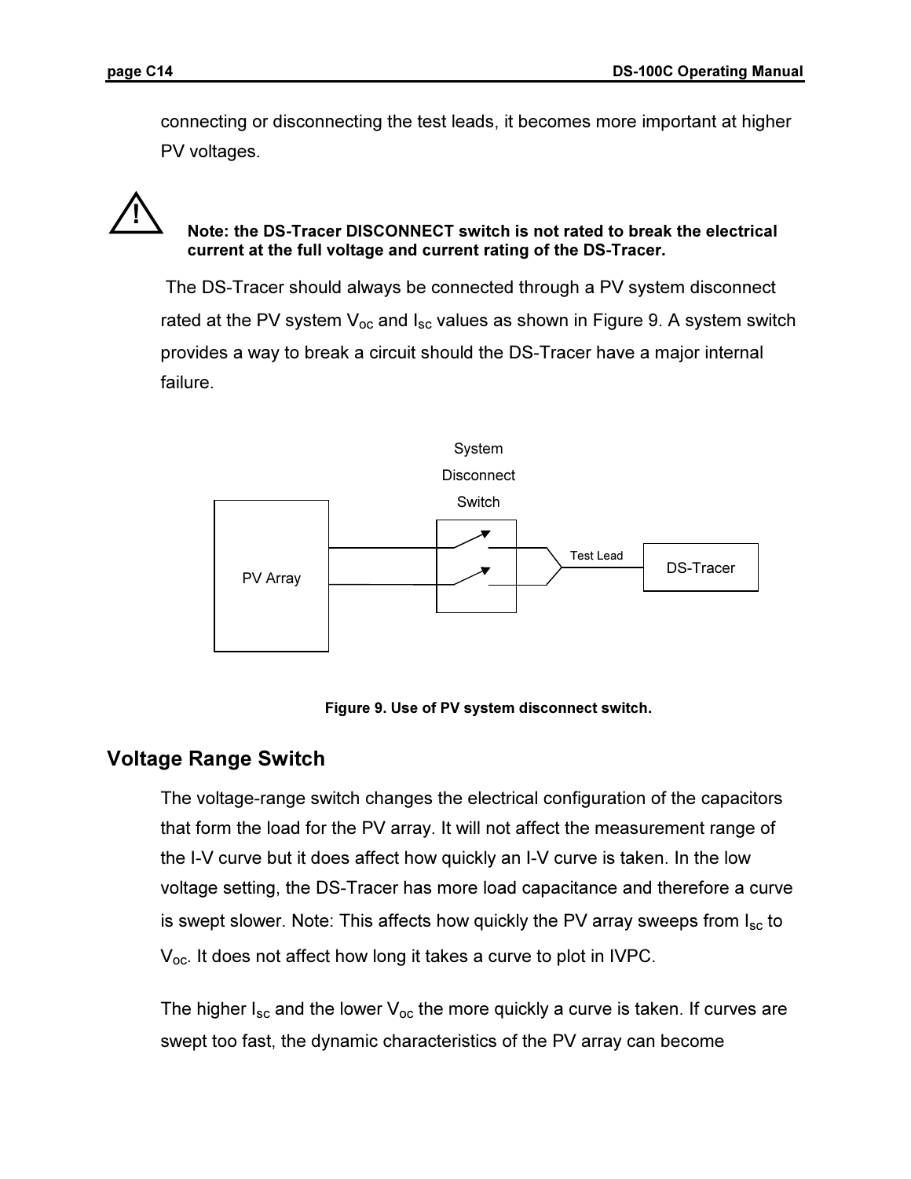connecting or disconnecting the test leads, it becomes more important at higher PV voltages.

⚠ **Note: the DS-Tracer DISCONNECT switch is not rated to break the electrical current at the full voltage and current rating of the DS-Tracer.**

The DS-Tracer should always be connected through a PV system disconnect rated at the PV system $V_{oc}$ and $I_{sc}$ values as shown in Figure 9. A system switch provides a way to break a circuit should the DS-Tracer have a major internal failure.

System Disconnect Switch

PV Array

Test Lead

DS-Tracer

**Figure 9. Use of PV system disconnect switch.**

## Voltage Range Switch

The voltage-range switch changes the electrical configuration of the capacitors that form the load for the PV array. It will not affect the measurement range of the I-V curve but it does affect how quickly an I-V curve is taken. In the low voltage setting, the DS-Tracer has more load capacitance and therefore a curve is swept slower. Note: This affects how quickly the PV array sweeps from $I_{sc}$ to $V_{oc}$. It does not affect how long it takes a curve to plot in IVPC.

The higher $I_{sc}$ and the lower $V_{oc}$ the more quickly a curve is taken. If curves are swept too fast, the dynamic characteristics of the PV array can become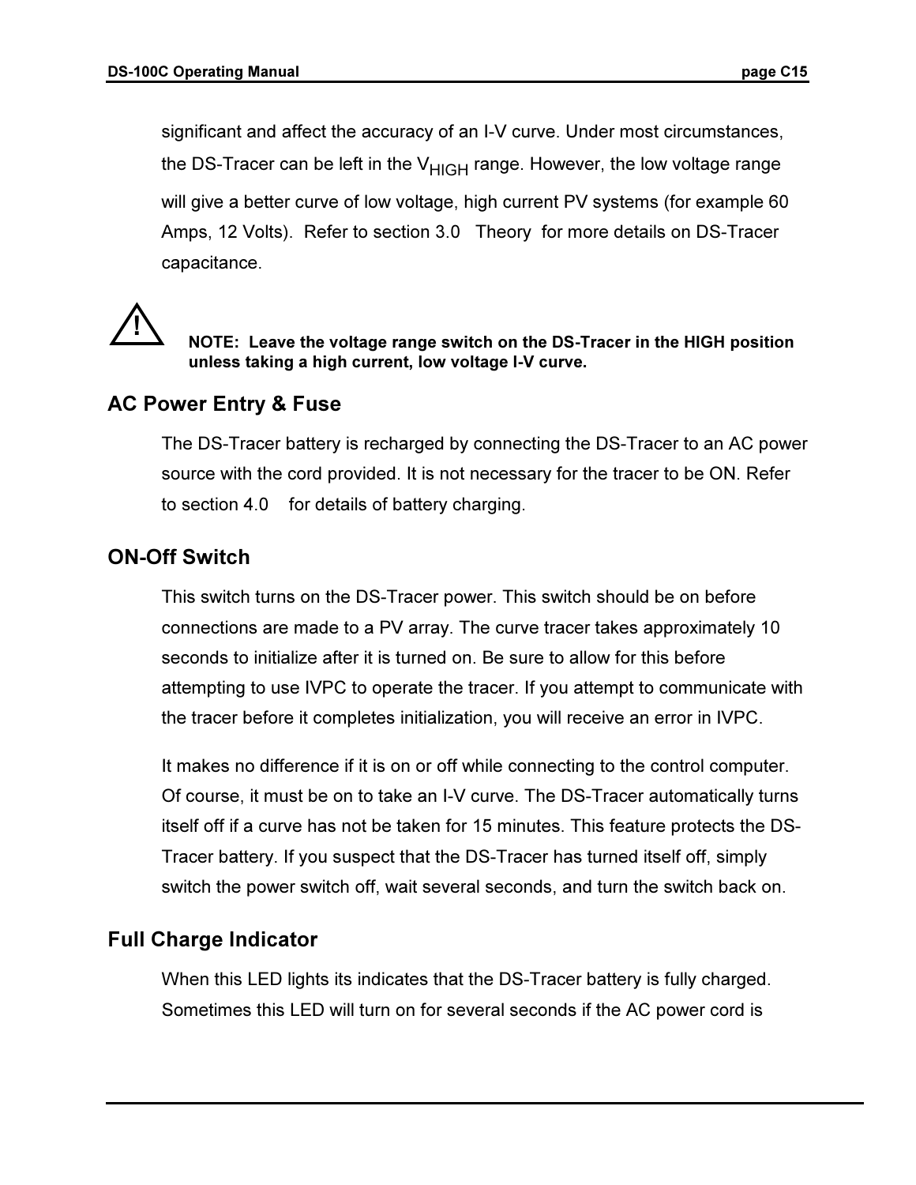significant and affect the accuracy of an I-V curve. Under most circumstances, the DS-Tracer can be left in the $V_{HIGH}$ range. However, the low voltage range will give a better curve of low voltage, high current PV systems (for example 60 Amps, 12 Volts). Refer to section 3.0 Theory for more details on DS-Tracer capacitance.

⚠ **NOTE: Leave the voltage range switch on the DS-Tracer in the HIGH position unless taking a high current, low voltage I-V curve.**

## AC Power Entry & Fuse

The DS-Tracer battery is recharged by connecting the DS-Tracer to an AC power source with the cord provided. It is not necessary for the tracer to be ON. Refer to section 4.0 for details of battery charging.

## ON-Off Switch

This switch turns on the DS-Tracer power. This switch should be on before connections are made to a PV array. The curve tracer takes approximately 10 seconds to initialize after it is turned on. Be sure to allow for this before attempting to use IVPC to operate the tracer. If you attempt to communicate with the tracer before it completes initialization, you will receive an error in IVPC.

It makes no difference if it is on or off while connecting to the control computer. Of course, it must be on to take an I-V curve. The DS-Tracer automatically turns itself off if a curve has not be taken for 15 minutes. This feature protects the DS-Tracer battery. If you suspect that the DS-Tracer has turned itself off, simply switch the power switch off, wait several seconds, and turn the switch back on.

## Full Charge Indicator

When this LED lights its indicates that the DS-Tracer battery is fully charged. Sometimes this LED will turn on for several seconds if the AC power cord is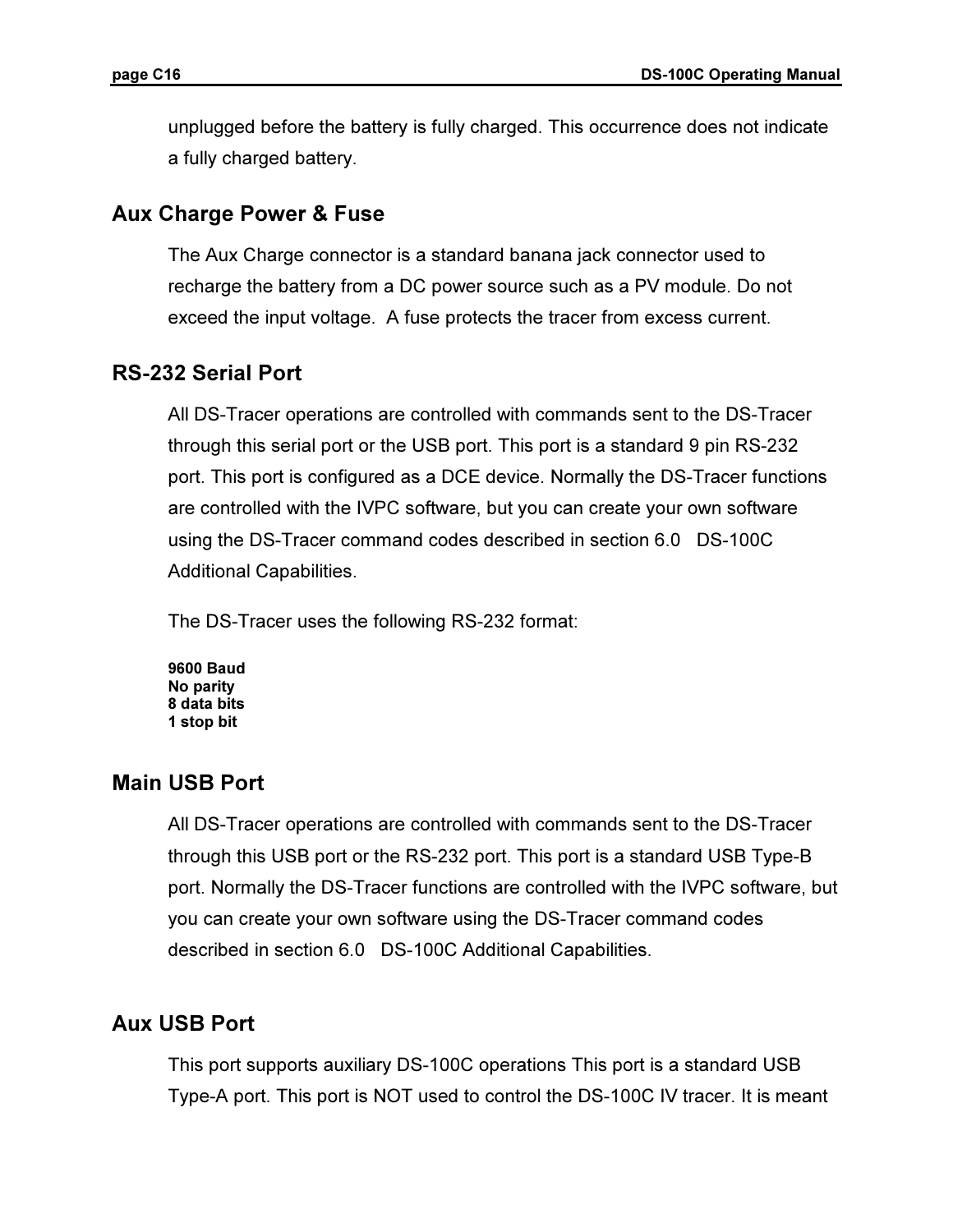unplugged before the battery is fully charged. This occurrence does not indicate a fully charged battery.

## Aux Charge Power & Fuse

The Aux Charge connector is a standard banana jack connector used to recharge the battery from a DC power source such as a PV module. Do not exceed the input voltage. A fuse protects the tracer from excess current.

## RS-232 Serial Port

All DS-Tracer operations are controlled with commands sent to the DS-Tracer through this serial port or the USB port. This port is a standard 9 pin RS-232 port. This port is configured as a DCE device. Normally the DS-Tracer functions are controlled with the IVPC software, but you can create your own software using the DS-Tracer command codes described in section 6.0 DS-100C Additional Capabilities.

The DS-Tracer uses the following RS-232 format:

**9600 Baud**
**No parity**
**8 data bits**
**1 stop bit**

## Main USB Port

All DS-Tracer operations are controlled with commands sent to the DS-Tracer through this USB port or the RS-232 port. This port is a standard USB Type-B port. Normally the DS-Tracer functions are controlled with the IVPC software, but you can create your own software using the DS-Tracer command codes described in section 6.0 DS-100C Additional Capabilities.

## Aux USB Port

This port supports auxiliary DS-100C operations This port is a standard USB Type-A port. This port is NOT used to control the DS-100C IV tracer. It is meant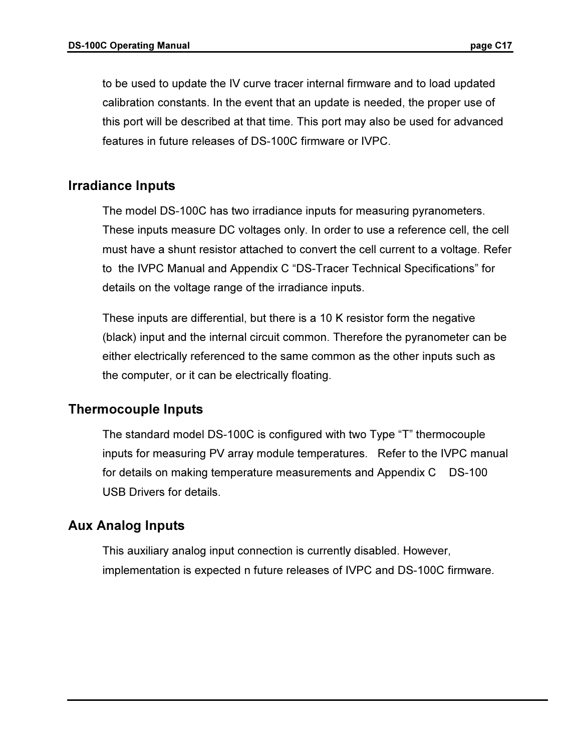to be used to update the IV curve tracer internal firmware and to load updated calibration constants. In the event that an update is needed, the proper use of this port will be described at that time. This port may also be used for advanced features in future releases of DS-100C firmware or IVPC.

## Irradiance Inputs

The model DS-100C has two irradiance inputs for measuring pyranometers. These inputs measure DC voltages only. In order to use a reference cell, the cell must have a shunt resistor attached to convert the cell current to a voltage. Refer to the IVPC Manual and Appendix C "DS-Tracer Technical Specifications" for details on the voltage range of the irradiance inputs.

These inputs are differential, but there is a 10 K resistor form the negative (black) input and the internal circuit common. Therefore the pyranometer can be either electrically referenced to the same common as the other inputs such as the computer, or it can be electrically floating.

## Thermocouple Inputs

The standard model DS-100C is configured with two Type "T" thermocouple inputs for measuring PV array module temperatures. Refer to the IVPC manual for details on making temperature measurements and Appendix C DS-100 USB Drivers for details.

## Aux Analog Inputs

This auxiliary analog input connection is currently disabled. However, implementation is expected n future releases of IVPC and DS-100C firmware.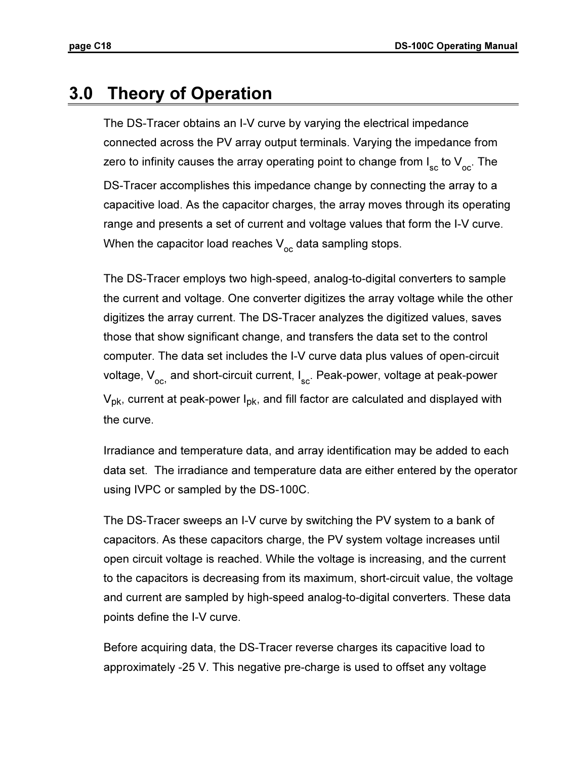# 3.0 Theory of Operation

The DS-Tracer obtains an I-V curve by varying the electrical impedance connected across the PV array output terminals. Varying the impedance from zero to infinity causes the array operating point to change from $I_{sc}$ to $V_{oc}$. The DS-Tracer accomplishes this impedance change by connecting the array to a capacitive load. As the capacitor charges, the array moves through its operating range and presents a set of current and voltage values that form the I-V curve. When the capacitor load reaches $V_{oc}$ data sampling stops.

The DS-Tracer employs two high-speed, analog-to-digital converters to sample the current and voltage. One converter digitizes the array voltage while the other digitizes the array current. The DS-Tracer analyzes the digitized values, saves those that show significant change, and transfers the data set to the control computer. The data set includes the I-V curve data plus values of open-circuit voltage, $V_{oc}$, and short-circuit current, $I_{sc}$. Peak-power, voltage at peak-power $V_{pk}$, current at peak-power $I_{pk}$, and fill factor are calculated and displayed with the curve.

Irradiance and temperature data, and array identification may be added to each data set. The irradiance and temperature data are either entered by the operator using IVPC or sampled by the DS-100C.

The DS-Tracer sweeps an I-V curve by switching the PV system to a bank of capacitors. As these capacitors charge, the PV system voltage increases until open circuit voltage is reached. While the voltage is increasing, and the current to the capacitors is decreasing from its maximum, short-circuit value, the voltage and current are sampled by high-speed analog-to-digital converters. These data points define the I-V curve.

Before acquiring data, the DS-Tracer reverse charges its capacitive load to approximately -25 V. This negative pre-charge is used to offset any voltage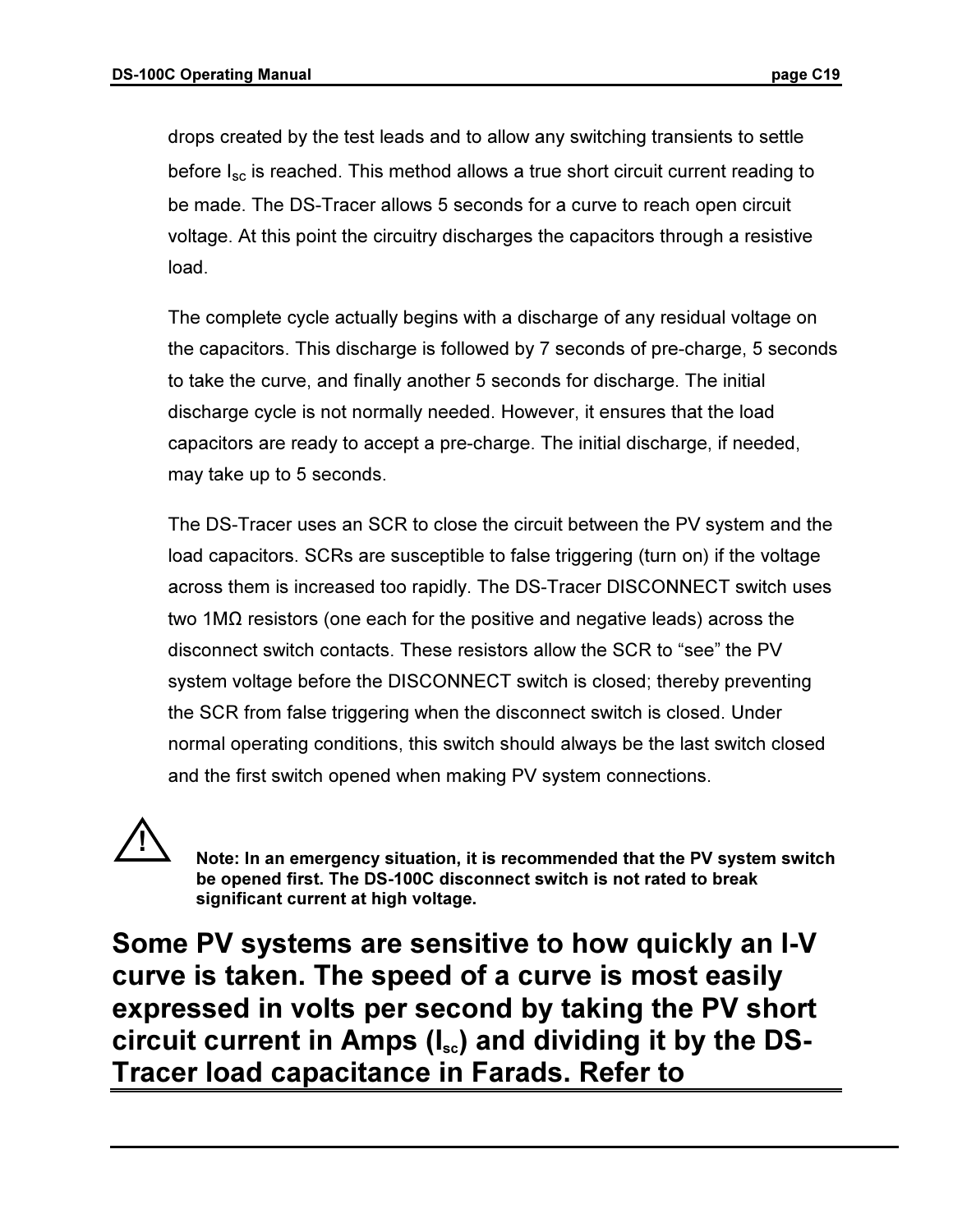drops created by the test leads and to allow any switching transients to settle before $I_{sc}$ is reached. This method allows a true short circuit current reading to be made. The DS-Tracer allows 5 seconds for a curve to reach open circuit voltage. At this point the circuitry discharges the capacitors through a resistive load.

The complete cycle actually begins with a discharge of any residual voltage on the capacitors. This discharge is followed by 7 seconds of pre-charge, 5 seconds to take the curve, and finally another 5 seconds for discharge. The initial discharge cycle is not normally needed. However, it ensures that the load capacitors are ready to accept a pre-charge. The initial discharge, if needed, may take up to 5 seconds.

The DS-Tracer uses an SCR to close the circuit between the PV system and the load capacitors. SCRs are susceptible to false triggering (turn on) if the voltage across them is increased too rapidly. The DS-Tracer DISCONNECT switch uses two 1MΩ resistors (one each for the positive and negative leads) across the disconnect switch contacts. These resistors allow the SCR to "see" the PV system voltage before the DISCONNECT switch is closed; thereby preventing the SCR from false triggering when the disconnect switch is closed. Under normal operating conditions, this switch should always be the last switch closed and the first switch opened when making PV system connections.

⚠ **Note: In an emergency situation, it is recommended that the PV system switch be opened first. The DS-100C disconnect switch is not rated to break significant current at high voltage.**

## Some PV systems are sensitive to how quickly an I-V curve is taken. The speed of a curve is most easily expressed in volts per second by taking the PV short circuit current in Amps ($I_{sc}$) and dividing it by the DS-Tracer load capacitance in Farads. Refer to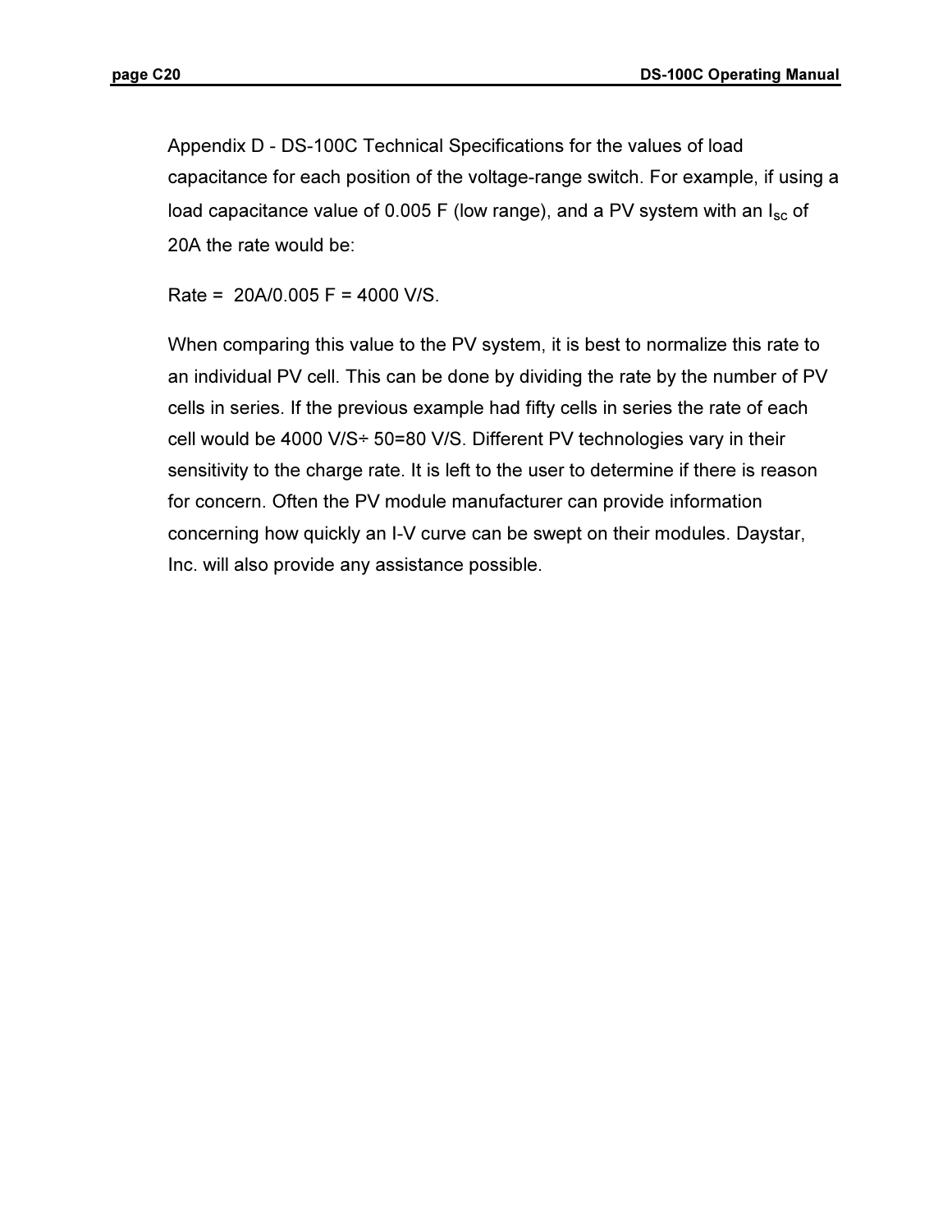Appendix D - DS-100C Technical Specifications for the values of load capacitance for each position of the voltage-range switch. For example, if using a load capacitance value of 0.005 F (low range), and a PV system with an $I_{sc}$ of 20A the rate would be:

Rate = 20A/0.005 F = 4000 V/S.

When comparing this value to the PV system, it is best to normalize this rate to an individual PV cell. This can be done by dividing the rate by the number of PV cells in series. If the previous example had fifty cells in series the rate of each cell would be 4000 V/S÷ 50=80 V/S. Different PV technologies vary in their sensitivity to the charge rate. It is left to the user to determine if there is reason for concern. Often the PV module manufacturer can provide information concerning how quickly an I-V curve can be swept on their modules. Daystar, Inc. will also provide any assistance possible.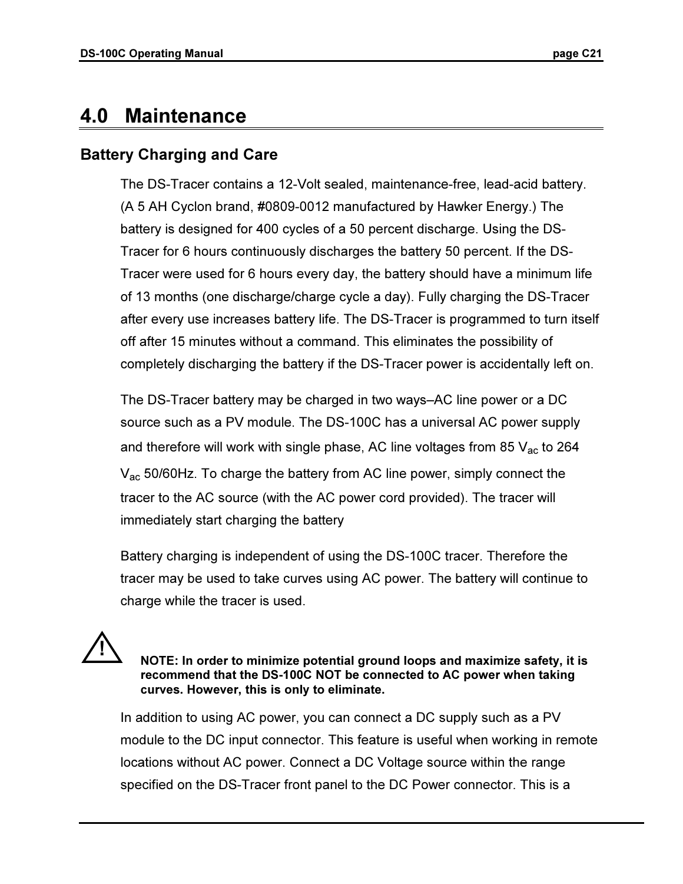# 4.0 Maintenance

## Battery Charging and Care

The DS-Tracer contains a 12-Volt sealed, maintenance-free, lead-acid battery. (A 5 AH Cyclon brand, #0809-0012 manufactured by Hawker Energy.) The battery is designed for 400 cycles of a 50 percent discharge. Using the DS-Tracer for 6 hours continuously discharges the battery 50 percent. If the DS-Tracer were used for 6 hours every day, the battery should have a minimum life of 13 months (one discharge/charge cycle a day). Fully charging the DS-Tracer after every use increases battery life. The DS-Tracer is programmed to turn itself off after 15 minutes without a command. This eliminates the possibility of completely discharging the battery if the DS-Tracer power is accidentally left on.

The DS-Tracer battery may be charged in two ways–AC line power or a DC source such as a PV module. The DS-100C has a universal AC power supply and therefore will work with single phase, AC line voltages from 85 $V_{ac}$ to 264 $V_{ac}$ 50/60Hz. To charge the battery from AC line power, simply connect the tracer to the AC source (with the AC power cord provided). The tracer will immediately start charging the battery

Battery charging is independent of using the DS-100C tracer. Therefore the tracer may be used to take curves using AC power. The battery will continue to charge while the tracer is used.

**NOTE: In order to minimize potential ground loops and maximize safety, it is recommend that the DS-100C NOT be connected to AC power when taking curves. However, this is only to eliminate.**

In addition to using AC power, you can connect a DC supply such as a PV module to the DC input connector. This feature is useful when working in remote locations without AC power. Connect a DC Voltage source within the range specified on the DS-Tracer front panel to the DC Power connector. This is a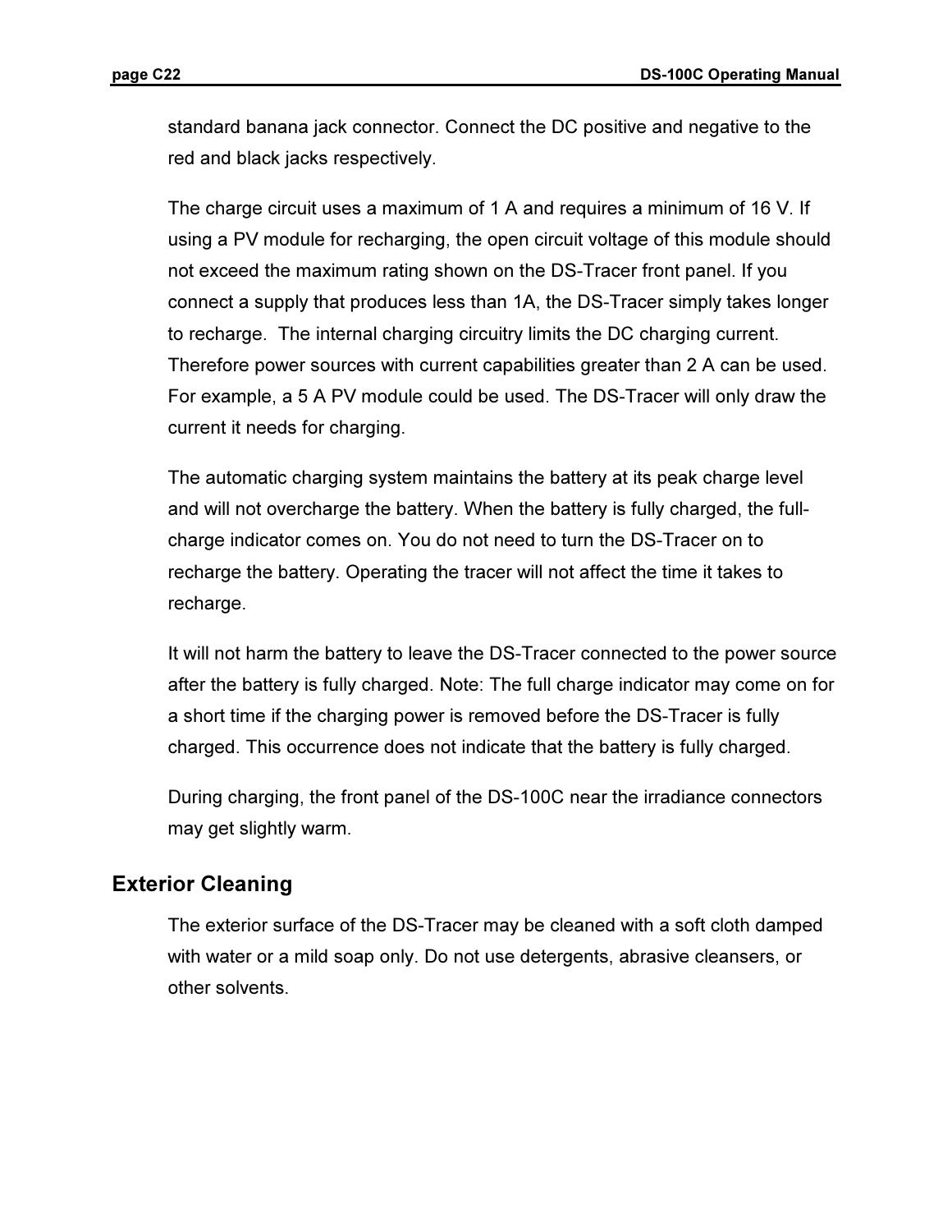standard banana jack connector. Connect the DC positive and negative to the red and black jacks respectively.

The charge circuit uses a maximum of 1 A and requires a minimum of 16 V. If using a PV module for recharging, the open circuit voltage of this module should not exceed the maximum rating shown on the DS-Tracer front panel. If you connect a supply that produces less than 1A, the DS-Tracer simply takes longer to recharge.  The internal charging circuitry limits the DC charging current. Therefore power sources with current capabilities greater than 2 A can be used. For example, a 5 A PV module could be used. The DS-Tracer will only draw the current it needs for charging.

The automatic charging system maintains the battery at its peak charge level and will not overcharge the battery. When the battery is fully charged, the full-charge indicator comes on. You do not need to turn the DS-Tracer on to recharge the battery. Operating the tracer will not affect the time it takes to recharge.

It will not harm the battery to leave the DS-Tracer connected to the power source after the battery is fully charged. Note: The full charge indicator may come on for a short time if the charging power is removed before the DS-Tracer is fully charged. This occurrence does not indicate that the battery is fully charged.

During charging, the front panel of the DS-100C near the irradiance connectors may get slightly warm.

## Exterior Cleaning

The exterior surface of the DS-Tracer may be cleaned with a soft cloth damped with water or a mild soap only. Do not use detergents, abrasive cleansers, or other solvents.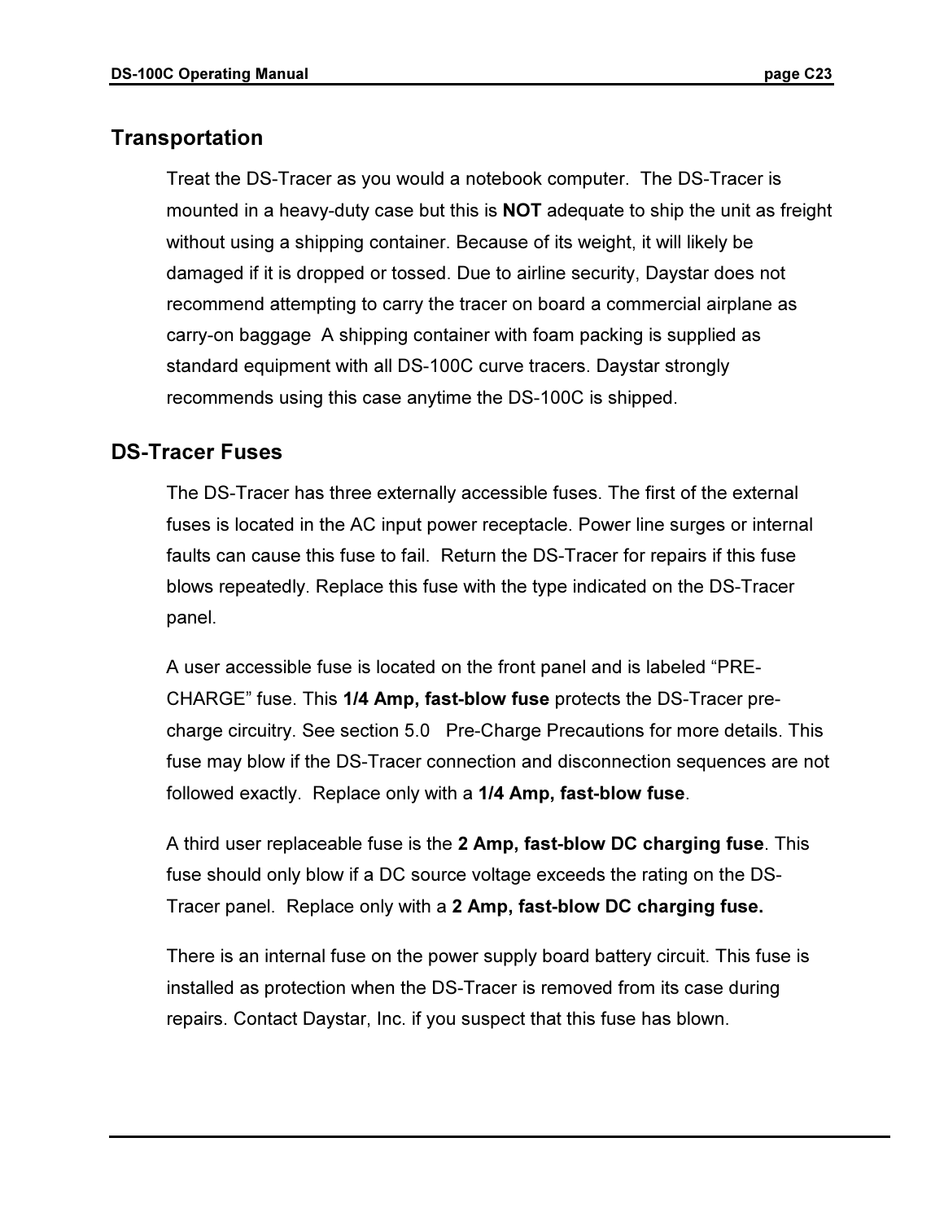## Transportation

Treat the DS-Tracer as you would a notebook computer. The DS-Tracer is mounted in a heavy-duty case but this is **NOT** adequate to ship the unit as freight without using a shipping container. Because of its weight, it will likely be damaged if it is dropped or tossed. Due to airline security, Daystar does not recommend attempting to carry the tracer on board a commercial airplane as carry-on baggage A shipping container with foam packing is supplied as standard equipment with all DS-100C curve tracers. Daystar strongly recommends using this case anytime the DS-100C is shipped.

## DS-Tracer Fuses

The DS-Tracer has three externally accessible fuses. The first of the external fuses is located in the AC input power receptacle. Power line surges or internal faults can cause this fuse to fail. Return the DS-Tracer for repairs if this fuse blows repeatedly. Replace this fuse with the type indicated on the DS-Tracer panel.

A user accessible fuse is located on the front panel and is labeled “PRE-CHARGE” fuse. This **1/4 Amp, fast-blow fuse** protects the DS-Tracer pre-charge circuitry. See section 5.0 Pre-Charge Precautions for more details. This fuse may blow if the DS-Tracer connection and disconnection sequences are not followed exactly. Replace only with a **1/4 Amp, fast-blow fuse**.

A third user replaceable fuse is the **2 Amp, fast-blow DC charging fuse**. This fuse should only blow if a DC source voltage exceeds the rating on the DS-Tracer panel. Replace only with a **2 Amp, fast-blow DC charging fuse.**

There is an internal fuse on the power supply board battery circuit. This fuse is installed as protection when the DS-Tracer is removed from its case during repairs. Contact Daystar, Inc. if you suspect that this fuse has blown.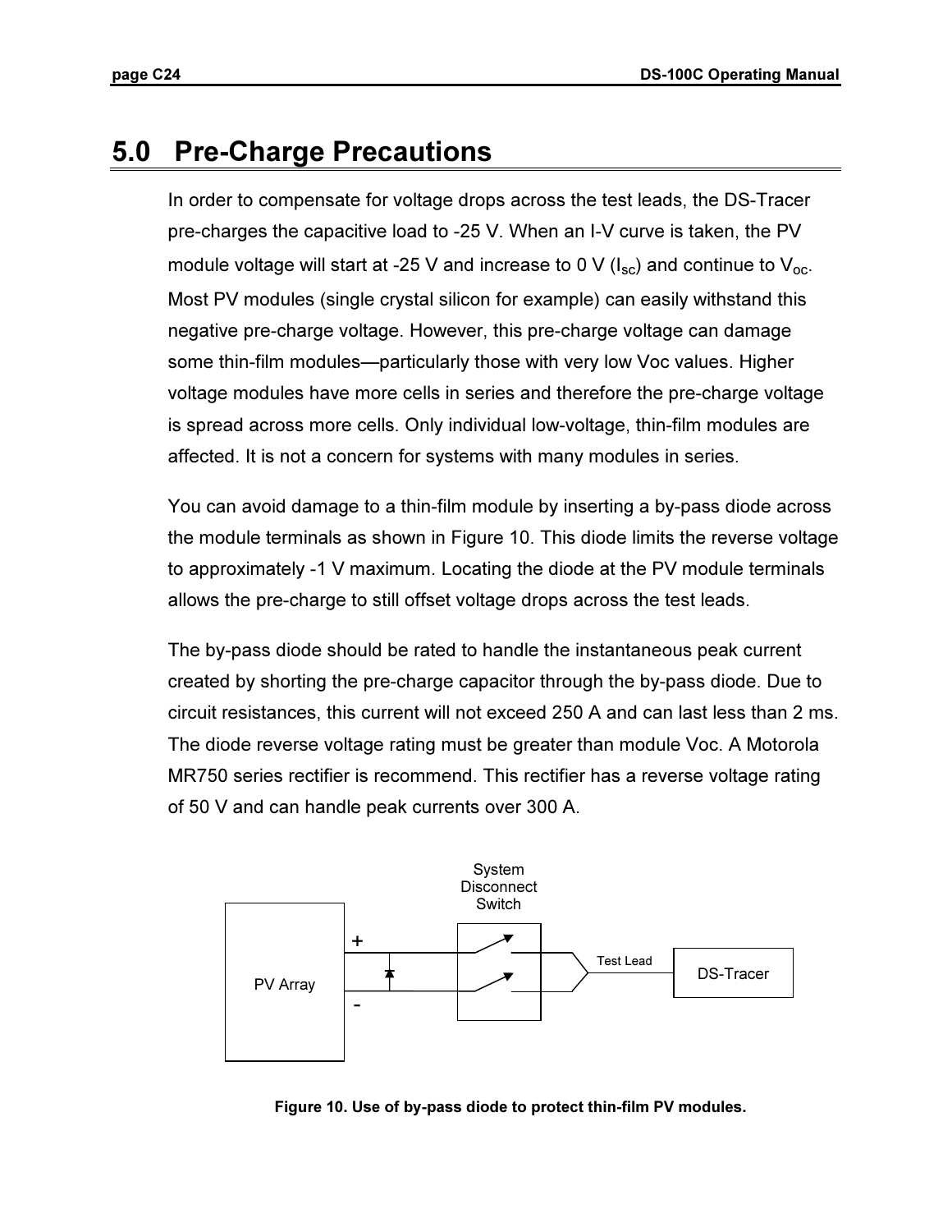# 5.0 Pre-Charge Precautions

In order to compensate for voltage drops across the test leads, the DS-Tracer pre-charges the capacitive load to -25 V. When an I-V curve is taken, the PV module voltage will start at -25 V and increase to 0 V ($I_{sc}$) and continue to $V_{oc}$. Most PV modules (single crystal silicon for example) can easily withstand this negative pre-charge voltage. However, this pre-charge voltage can damage some thin-film modules—particularly those with very low Voc values. Higher voltage modules have more cells in series and therefore the pre-charge voltage is spread across more cells. Only individual low-voltage, thin-film modules are affected. It is not a concern for systems with many modules in series.

You can avoid damage to a thin-film module by inserting a by-pass diode across the module terminals as shown in Figure 10. This diode limits the reverse voltage to approximately -1 V maximum. Locating the diode at the PV module terminals allows the pre-charge to still offset voltage drops across the test leads.

The by-pass diode should be rated to handle the instantaneous peak current created by shorting the pre-charge capacitor through the by-pass diode. Due to circuit resistances, this current will not exceed 250 A and can last less than 2 ms. The diode reverse voltage rating must be greater than module Voc. A Motorola MR750 series rectifier is recommend. This rectifier has a reverse voltage rating of 50 V and can handle peak currents over 300 A.

**Figure 10. Use of by-pass diode to protect thin-film PV modules.**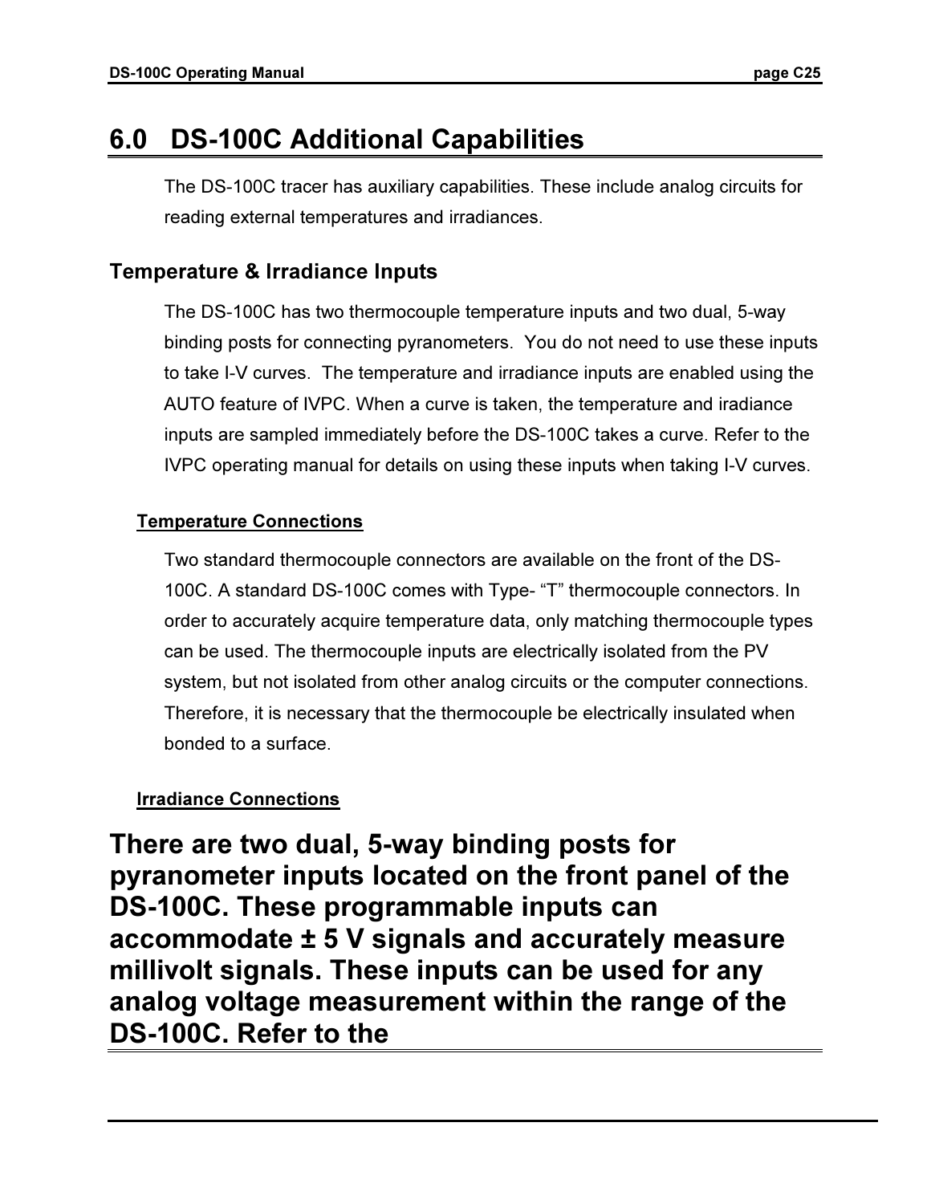# 6.0 DS-100C Additional Capabilities

The DS-100C tracer has auxiliary capabilities. These include analog circuits for reading external temperatures and irradiances.

## Temperature & Irradiance Inputs

The DS-100C has two thermocouple temperature inputs and two dual, 5-way binding posts for connecting pyranometers. You do not need to use these inputs to take I-V curves. The temperature and irradiance inputs are enabled using the AUTO feature of IVPC. When a curve is taken, the temperature and iradiance inputs are sampled immediately before the DS-100C takes a curve. Refer to the IVPC operating manual for details on using these inputs when taking I-V curves.

### Temperature Connections

Two standard thermocouple connectors are available on the front of the DS-100C. A standard DS-100C comes with Type- “T” thermocouple connectors. In order to accurately acquire temperature data, only matching thermocouple types can be used. The thermocouple inputs are electrically isolated from the PV system, but not isolated from other analog circuits or the computer connections. Therefore, it is necessary that the thermocouple be electrically insulated when bonded to a surface.

### Irradiance Connections

# There are two dual, 5-way binding posts for pyranometer inputs located on the front panel of the DS-100C. These programmable inputs can accommodate ± 5 V signals and accurately measure millivolt signals. These inputs can be used for any analog voltage measurement within the range of the DS-100C. Refer to the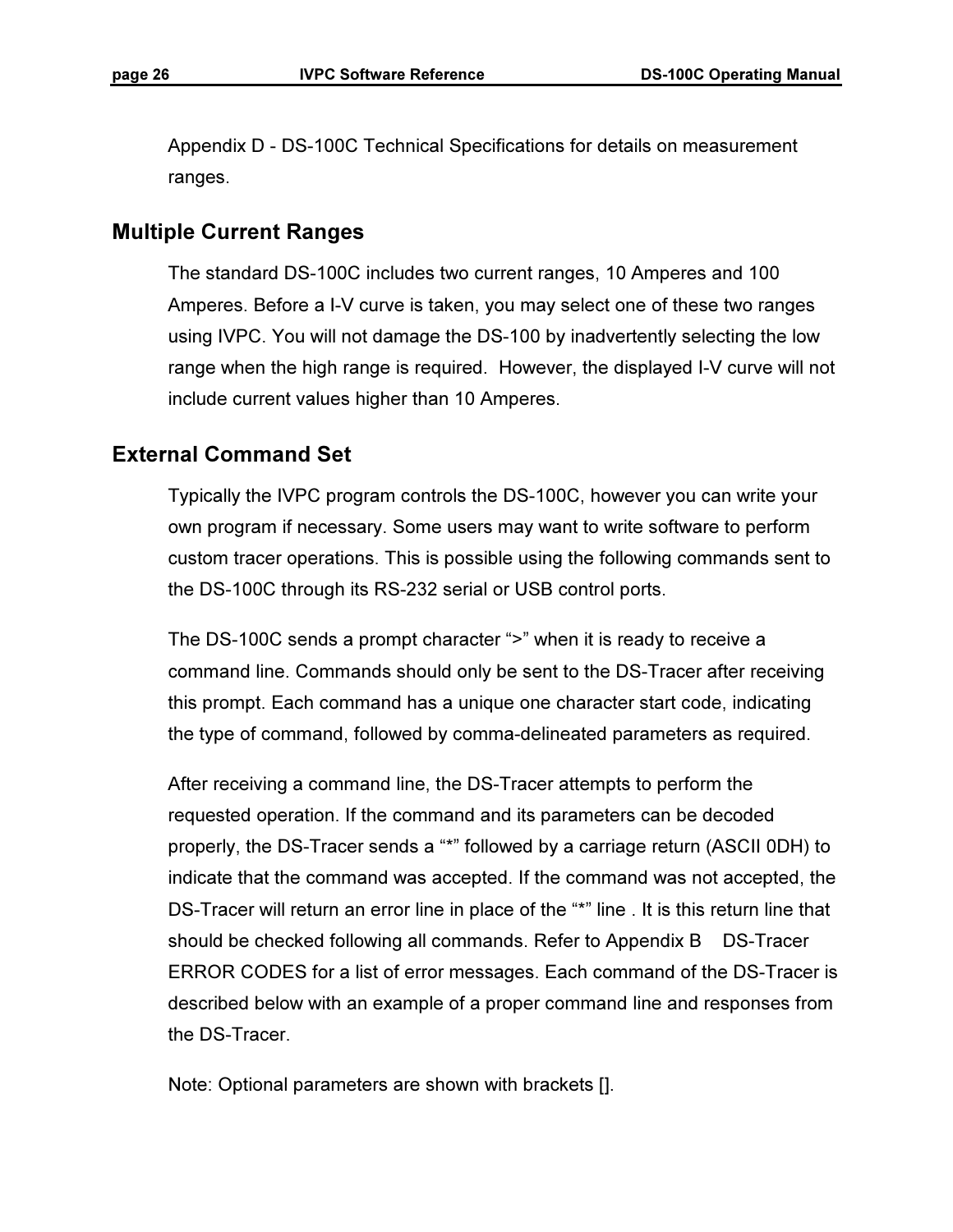Appendix D - DS-100C Technical Specifications for details on measurement ranges.

## Multiple Current Ranges

The standard DS-100C includes two current ranges, 10 Amperes and 100 Amperes. Before a I-V curve is taken, you may select one of these two ranges using IVPC. You will not damage the DS-100 by inadvertently selecting the low range when the high range is required. However, the displayed I-V curve will not include current values higher than 10 Amperes.

## External Command Set

Typically the IVPC program controls the DS-100C, however you can write your own program if necessary. Some users may want to write software to perform custom tracer operations. This is possible using the following commands sent to the DS-100C through its RS-232 serial or USB control ports.

The DS-100C sends a prompt character “>” when it is ready to receive a command line. Commands should only be sent to the DS-Tracer after receiving this prompt. Each command has a unique one character start code, indicating the type of command, followed by comma-delineated parameters as required.

After receiving a command line, the DS-Tracer attempts to perform the requested operation. If the command and its parameters can be decoded properly, the DS-Tracer sends a “*” followed by a carriage return (ASCII 0DH) to indicate that the command was accepted. If the command was not accepted, the DS-Tracer will return an error line in place of the “*” line . It is this return line that should be checked following all commands. Refer to Appendix B DS-Tracer ERROR CODES for a list of error messages. Each command of the DS-Tracer is described below with an example of a proper command line and responses from the DS-Tracer.

Note: Optional parameters are shown with brackets [].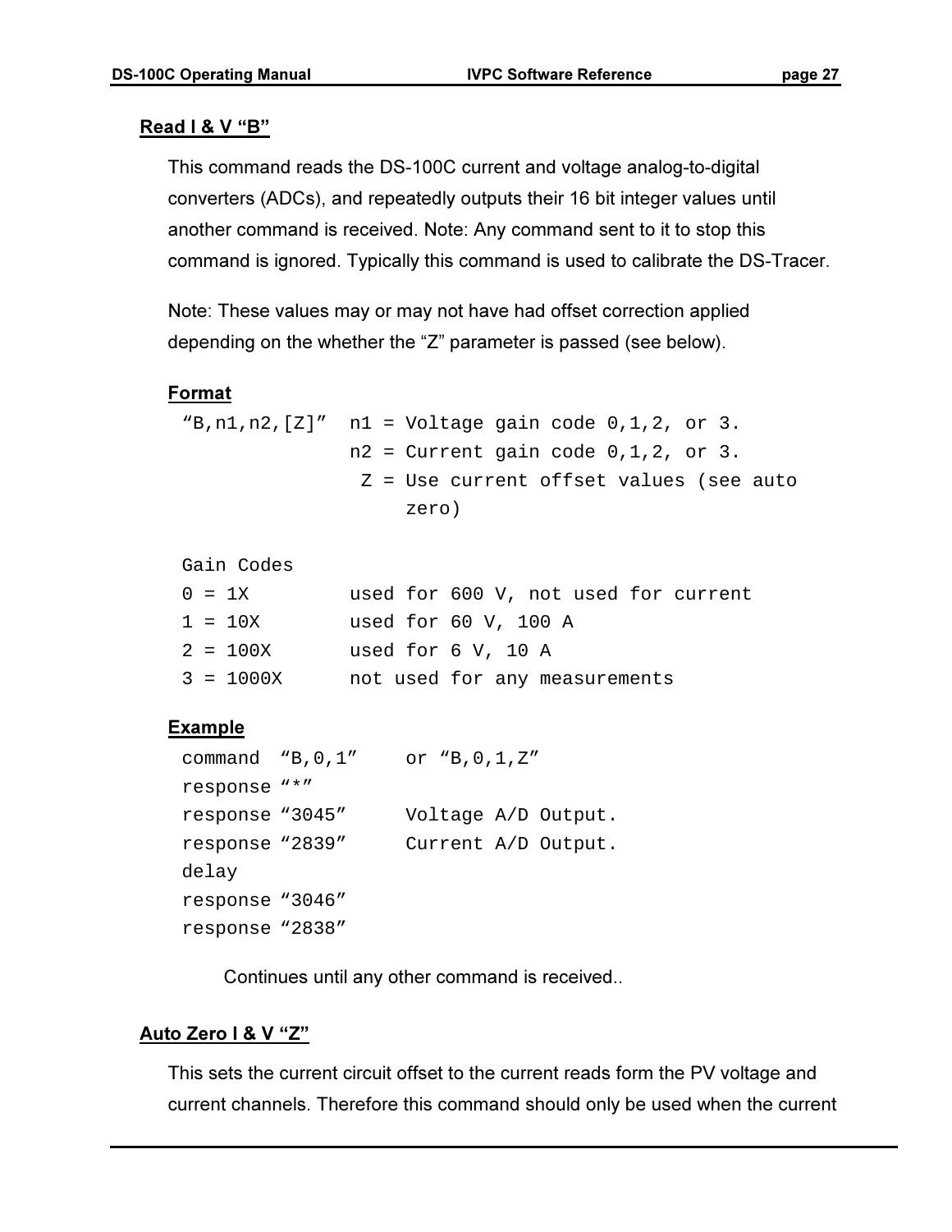## Read I & V "B"

This command reads the DS-100C current and voltage analog-to-digital converters (ADCs), and repeatedly outputs their 16 bit integer values until another command is received. Note: Any command sent to it to stop this command is ignored. Typically this command is used to calibrate the DS-Tracer.

Note: These values may or may not have had offset correction applied depending on the whether the "Z" parameter is passed (see below).

### Format

```
"B,n1,n2,[Z]"  n1 = Voltage gain code 0,1,2, or 3.
               n2 = Current gain code 0,1,2, or 3.
                Z = Use current offset values (see auto
                    zero)

Gain Codes
0 = 1X         used for 600 V, not used for current
1 = 10X        used for 60 V, 100 A
2 = 100X       used for 6 V, 10 A
3 = 1000X      not used for any measurements
```

### Example

```
command  "B,0,1"     or "B,0,1,Z"
response "*"
response "3045"      Voltage A/D Output.
response "2839"      Current A/D Output.
delay
response "3046"
response "2838"
```

Continues until any other command is received..

## Auto Zero I & V "Z"

This sets the current circuit offset to the current reads form the PV voltage and current channels. Therefore this command should only be used when the current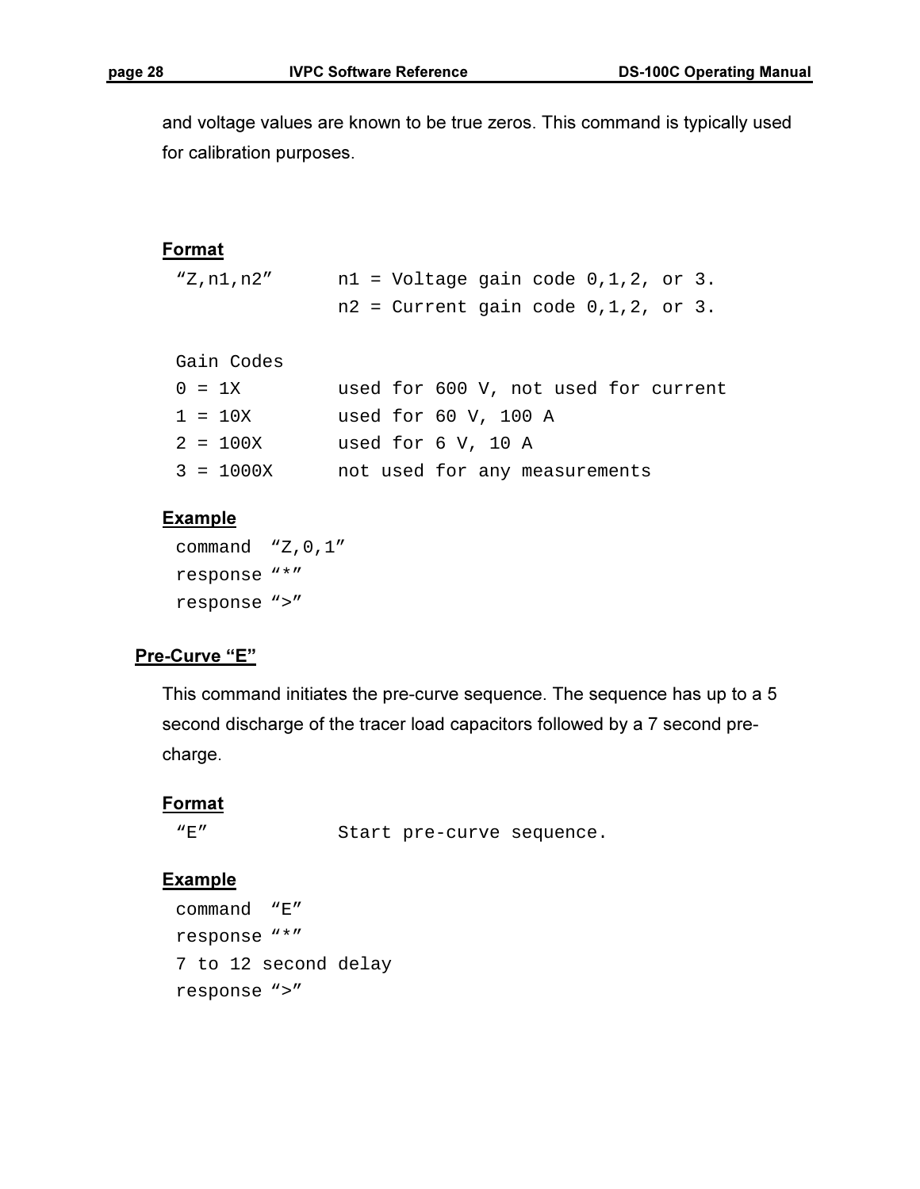and voltage values are known to be true zeros. This command is typically used for calibration purposes.

**Format**

```
“Z,n1,n2”      n1 = Voltage gain code 0,1,2, or 3.
               n2 = Current gain code 0,1,2, or 3.

Gain Codes
0 = 1X         used for 600 V, not used for current
1 = 10X        used for 60 V, 100 A
2 = 100X       used for 6 V, 10 A
3 = 1000X      not used for any measurements
```

**Example**

```
command  “Z,0,1”
response “*”
response “>”
```

## Pre-Curve “E”

This command initiates the pre-curve sequence. The sequence has up to a 5 second discharge of the tracer load capacitors followed by a 7 second pre-charge.

**Format**

```
“E”            Start pre-curve sequence.
```

**Example**

```
command  “E”
response “*”
7 to 12 second delay
response “>”
```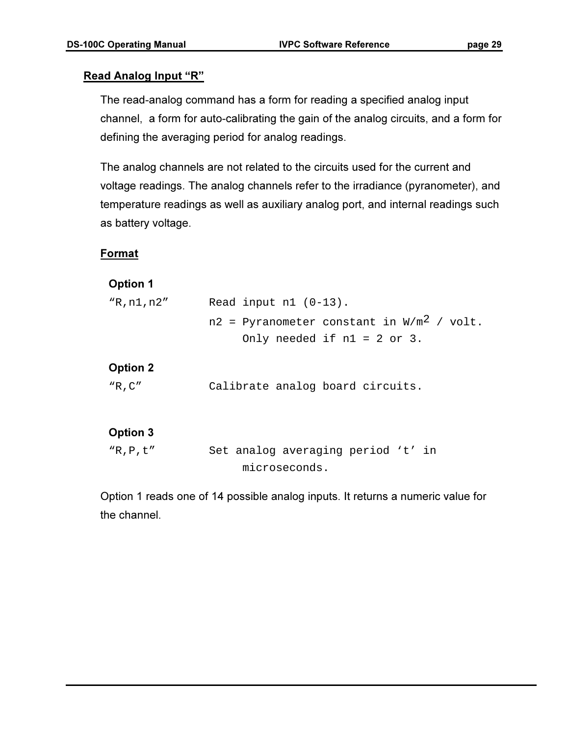## Read Analog Input "R"

The read-analog command has a form for reading a specified analog input channel, a form for auto-calibrating the gain of the analog circuits, and a form for defining the averaging period for analog readings.

The analog channels are not related to the circuits used for the current and voltage readings. The analog channels refer to the irradiance (pyranometer), and temperature readings as well as auxiliary analog port, and internal readings such as battery voltage.

### Format

**Option 1**

```
"R,n1,n2"       Read input n1 (0-13).
                n2 = Pyranometer constant in W/m2 / volt.
                     Only needed if n1 = 2 or 3.
```

**Option 2**

```
"R,C"           Calibrate analog board circuits.
```

**Option 3**

```
"R,P,t"         Set analog averaging period 't' in
                     microseconds.
```

Option 1 reads one of 14 possible analog inputs. It returns a numeric value for the channel.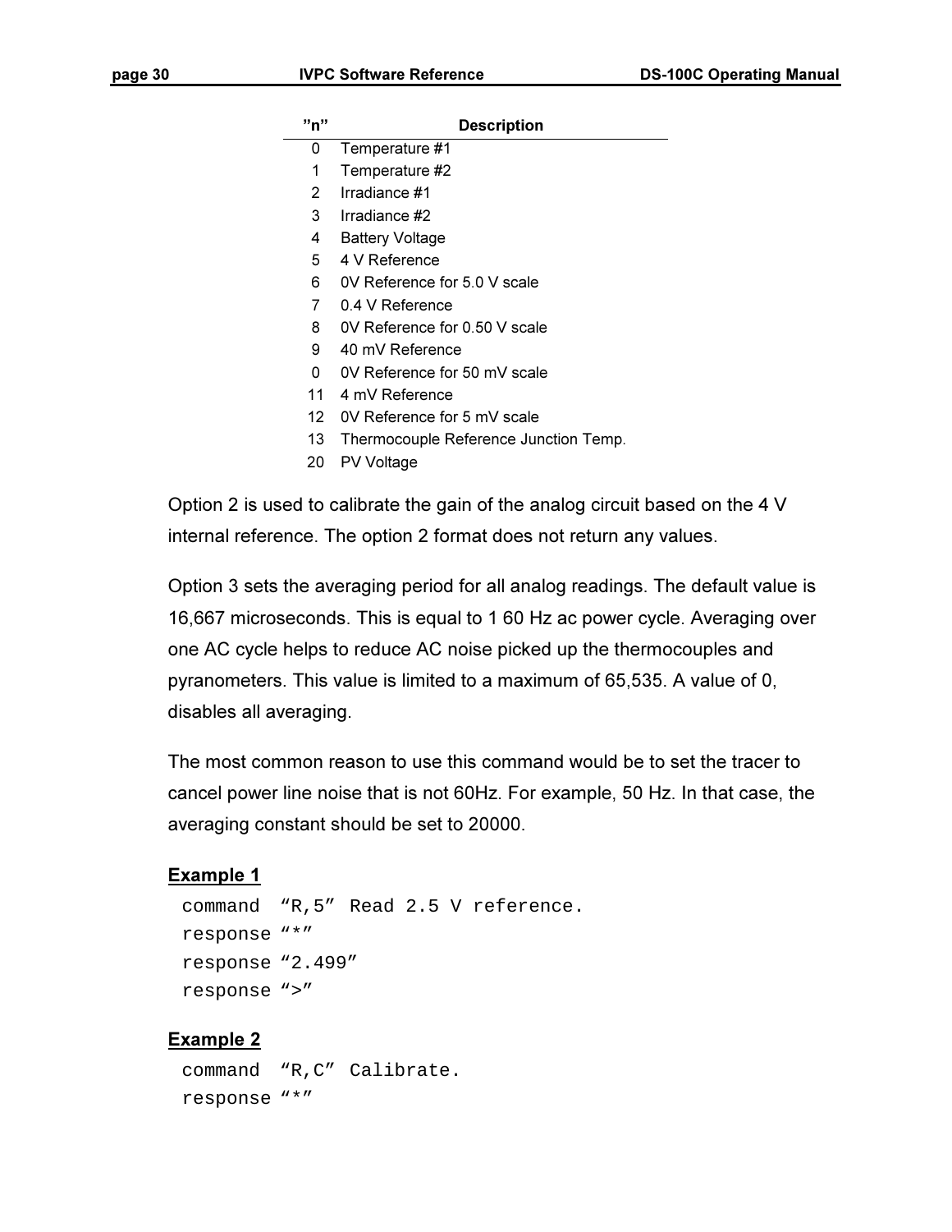| "n" | Description |
|---|---|
| 0 | Temperature #1 |
| 1 | Temperature #2 |
| 2 | Irradiance #1 |
| 3 | Irradiance #2 |
| 4 | Battery Voltage |
| 5 | 4 V Reference |
| 6 | 0V Reference for 5.0 V scale |
| 7 | 0.4 V Reference |
| 8 | 0V Reference for 0.50 V scale |
| 9 | 40 mV Reference |
| 0 | 0V Reference for 50 mV scale |
| 11 | 4 mV Reference |
| 12 | 0V Reference for 5 mV scale |
| 13 | Thermocouple Reference Junction Temp. |
| 20 | PV Voltage |

Option 2 is used to calibrate the gain of the analog circuit based on the 4 V internal reference. The option 2 format does not return any values.

Option 3 sets the averaging period for all analog readings. The default value is 16,667 microseconds. This is equal to 1 60 Hz ac power cycle. Averaging over one AC cycle helps to reduce AC noise picked up the thermocouples and pyranometers. This value is limited to a maximum of 65,535. A value of 0, disables all averaging.

The most common reason to use this command would be to set the tracer to cancel power line noise that is not 60Hz. For example, 50 Hz. In that case, the averaging constant should be set to 20000.

**Example 1**

```
command  "R,5"  Read 2.5 V reference.
response "*"
response "2.499"
response ">"
```

**Example 2**

```
command  "R,C"  Calibrate.
response "*"
```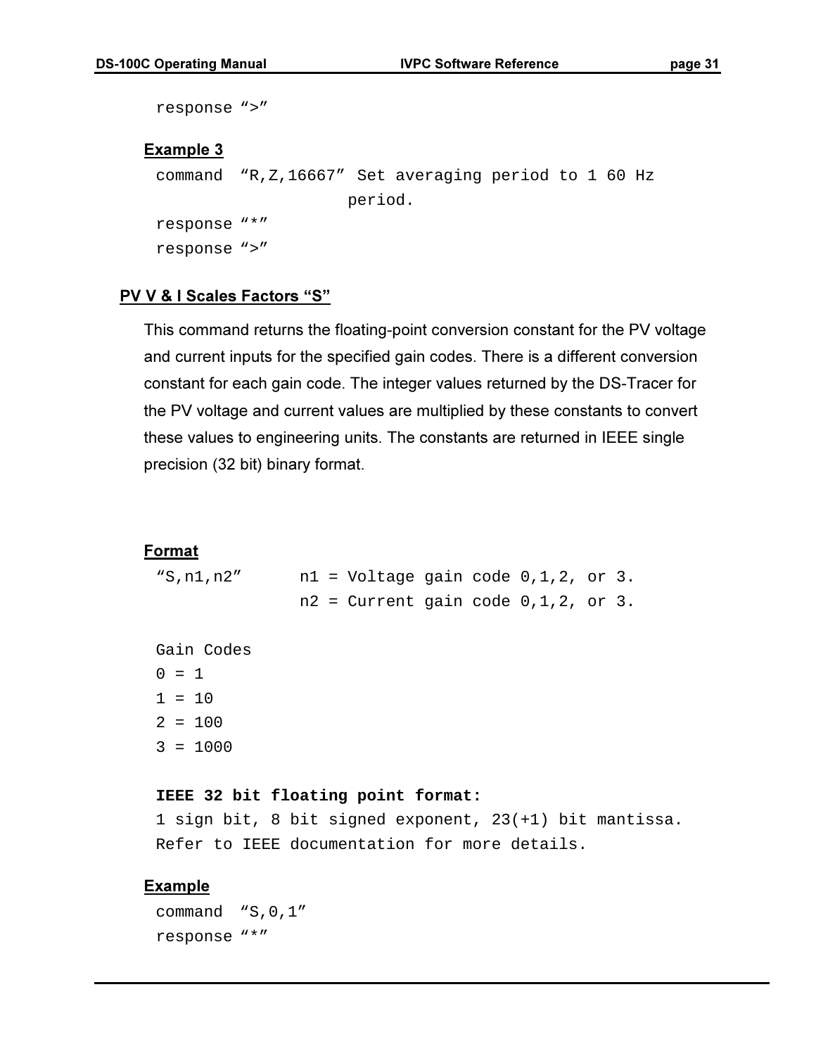```
response ">"
```

**Example 3**

```
command  "R,Z,16667"  Set averaging period to 1 60 Hz
                      period.
response "*"
response ">"
```

## PV V & I Scales Factors "S"

This command returns the floating-point conversion constant for the PV voltage and current inputs for the specified gain codes. There is a different conversion constant for each gain code. The integer values returned by the DS-Tracer for the PV voltage and current values are multiplied by these constants to convert these values to engineering units. The constants are returned in IEEE single precision (32 bit) binary format.

**Format**

```
"S,n1,n2"       n1 = Voltage gain code 0,1,2, or 3.
                n2 = Current gain code 0,1,2, or 3.

Gain Codes
0 = 1
1 = 10
2 = 100
3 = 1000
```

**IEEE 32 bit floating point format:**

```
1 sign bit, 8 bit signed exponent, 23(+1) bit mantissa.
Refer to IEEE documentation for more details.
```

**Example**

```
command  "S,0,1"
response "*"
```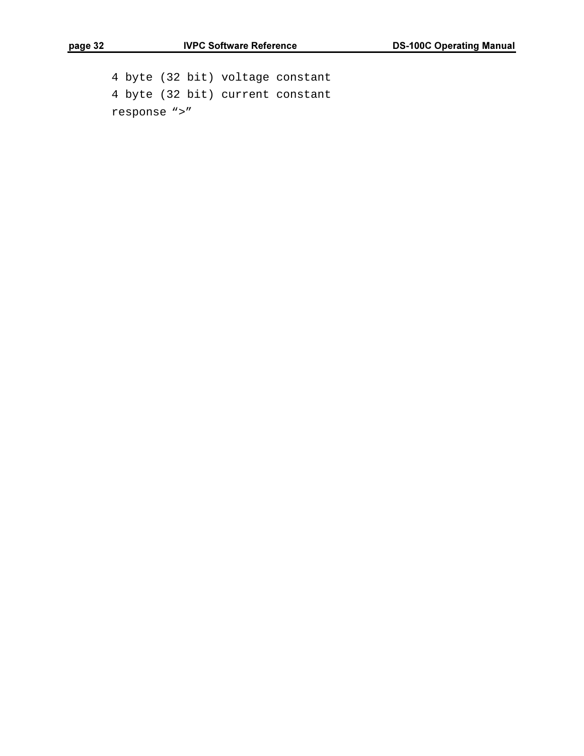```
4 byte (32 bit) voltage constant
4 byte (32 bit) current constant
response “>”
```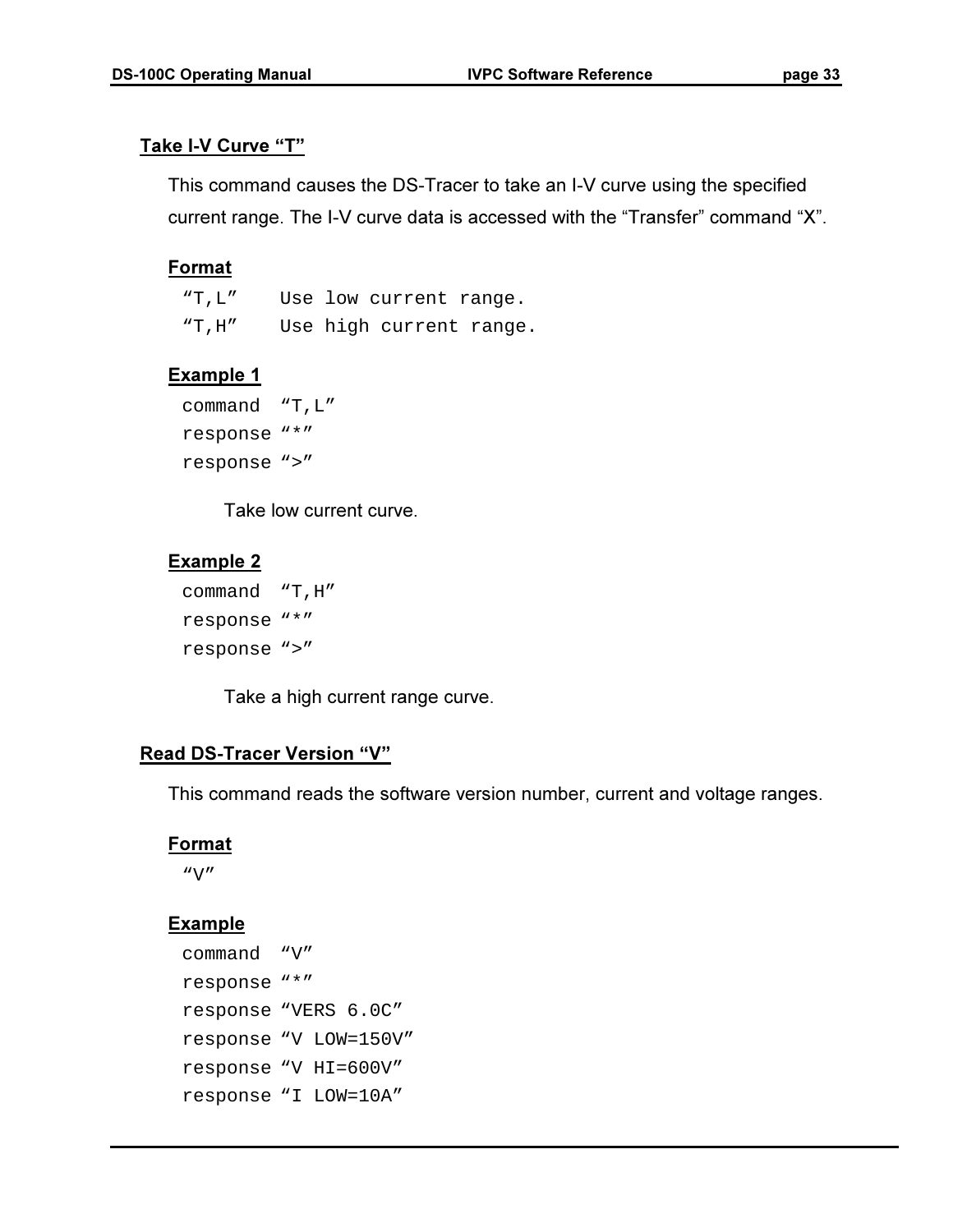## Take I-V Curve “T”

This command causes the DS-Tracer to take an I-V curve using the specified current range. The I-V curve data is accessed with the “Transfer” command “X”.

### Format

```
“T,L”    Use low current range.
“T,H”    Use high current range.
```

### Example 1

```
command  “T,L”
response “*”
response “>”
```

Take low current curve.

### Example 2

```
command  “T,H”
response “*”
response “>”
```

Take a high current range curve.

## Read DS-Tracer Version “V”

This command reads the software version number, current and voltage ranges.

### Format

```
“V”
```

### Example

```
command  “V”
response “*”
response “VERS 6.0C”
response “V LOW=150V”
response “V HI=600V”
response “I LOW=10A”
```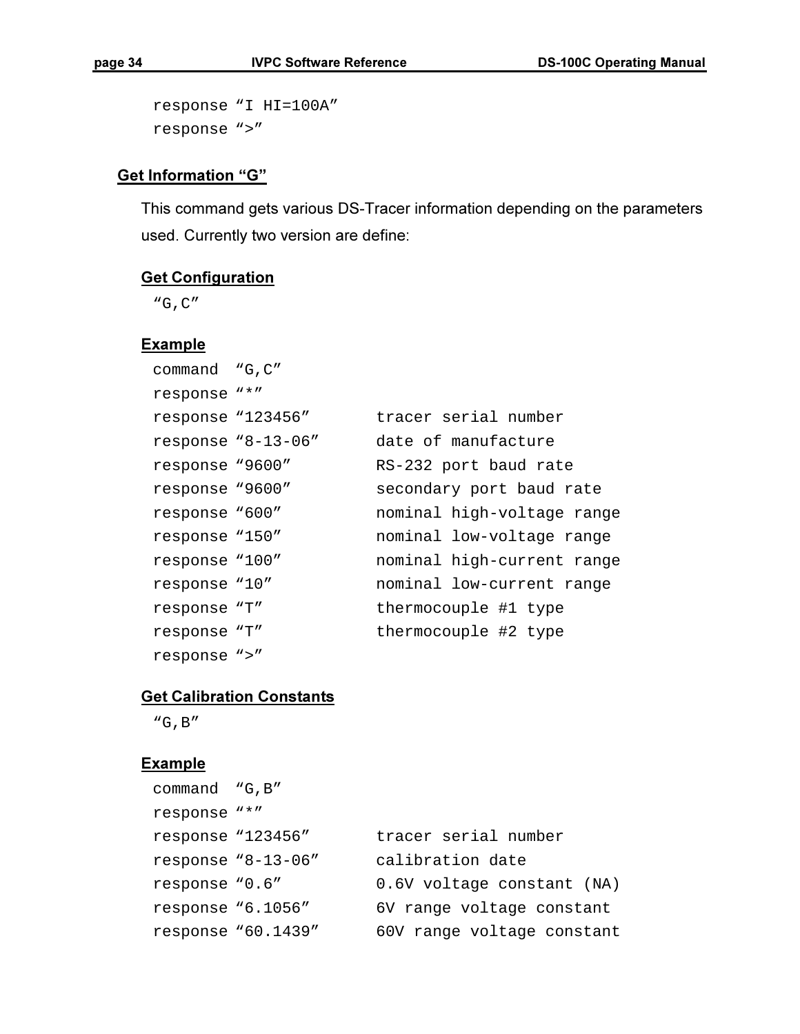```
response "I HI=100A"
response ">"
```

### Get Information "G"

This command gets various DS-Tracer information depending on the parameters used. Currently two version are define:

#### Get Configuration

```
"G,C"
```

#### Example

```
command  "G,C"
response "*"
response "123456"       tracer serial number
response "8-13-06"      date of manufacture
response "9600"         RS-232 port baud rate
response "9600"         secondary port baud rate
response "600"          nominal high-voltage range
response "150"          nominal low-voltage range
response "100"          nominal high-current range
response "10"           nominal low-current range
response "T"            thermocouple #1 type
response "T"            thermocouple #2 type
response ">"
```

#### Get Calibration Constants

```
"G,B"
```

#### Example

```
command  "G,B"
response "*"
response "123456"       tracer serial number
response "8-13-06"      calibration date
response "0.6"          0.6V voltage constant (NA)
response "6.1056"       6V range voltage constant
response "60.1439"      60V range voltage constant
```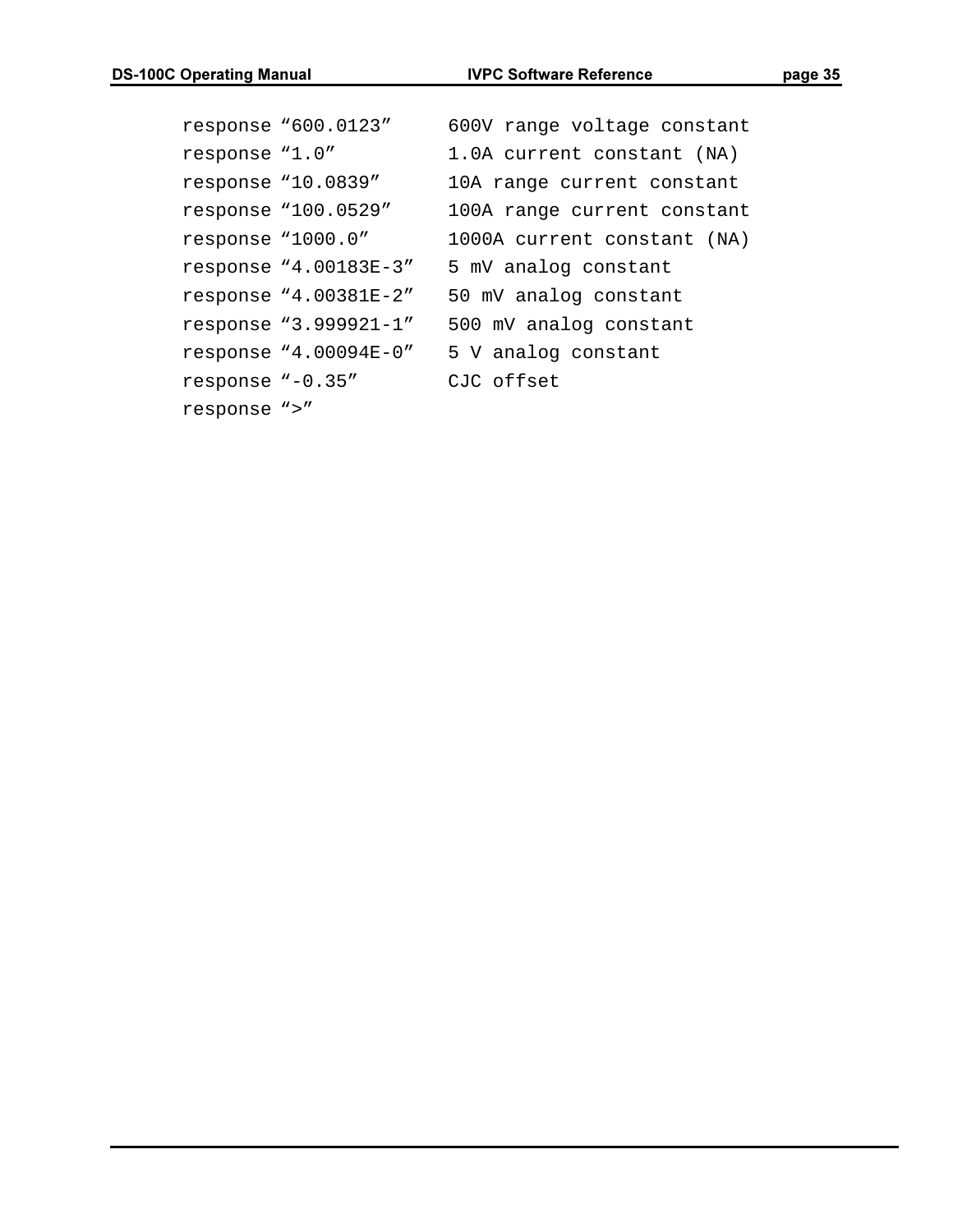```
response “600.0123”     600V range voltage constant
response “1.0”          1.0A current constant (NA)
response “10.0839”      10A range current constant
response “100.0529”     100A range current constant
response “1000.0”       1000A current constant (NA)
response “4.00183E-3”   5 mV analog constant
response “4.00381E-2”   50 mV analog constant
response “3.999921-1”   500 mV analog constant
response “4.00094E-0”   5 V analog constant
response “-0.35”        CJC offset
response “>”
```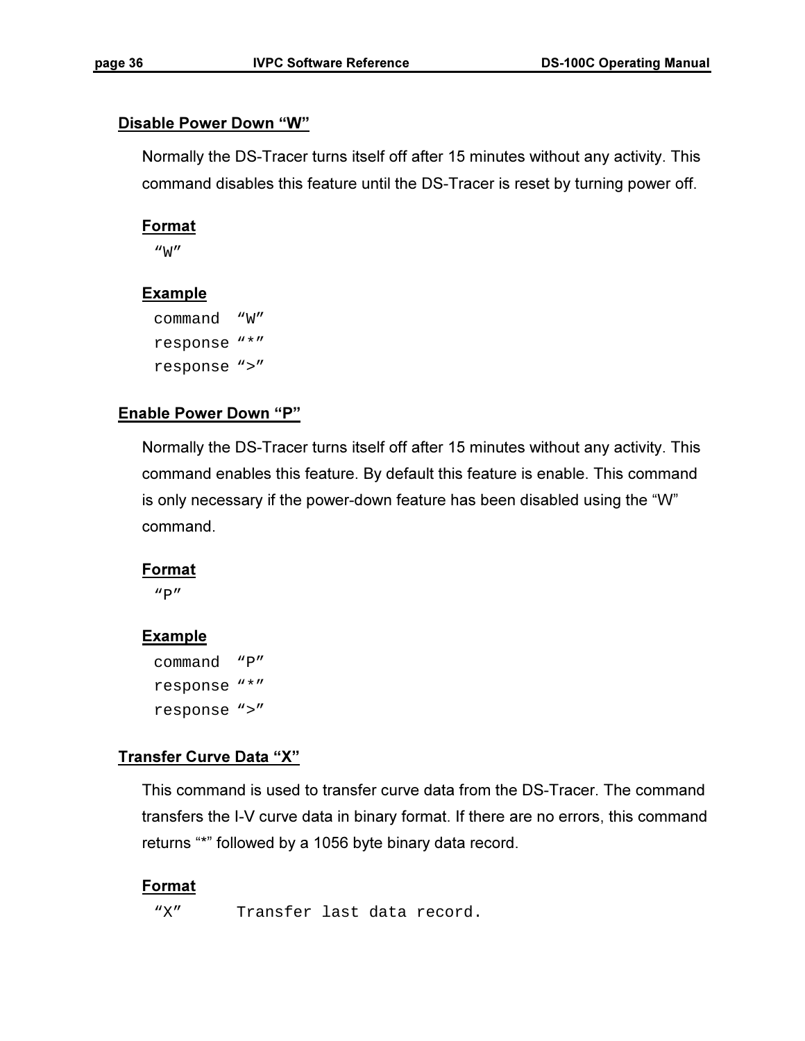### Disable Power Down "W"

Normally the DS-Tracer turns itself off after 15 minutes without any activity. This command disables this feature until the DS-Tracer is reset by turning power off.

**Format**

```
"W"
```

**Example**

```
command  "W"
response "*"
response ">"
```

### Enable Power Down "P"

Normally the DS-Tracer turns itself off after 15 minutes without any activity. This command enables this feature. By default this feature is enable. This command is only necessary if the power-down feature has been disabled using the "W" command.

**Format**

```
"P"
```

**Example**

```
command  "P"
response "*"
response ">"
```

### Transfer Curve Data "X"

This command is used to transfer curve data from the DS-Tracer. The command transfers the I-V curve data in binary format. If there are no errors, this command returns "*" followed by a 1056 byte binary data record.

**Format**

```
"X"      Transfer last data record.
```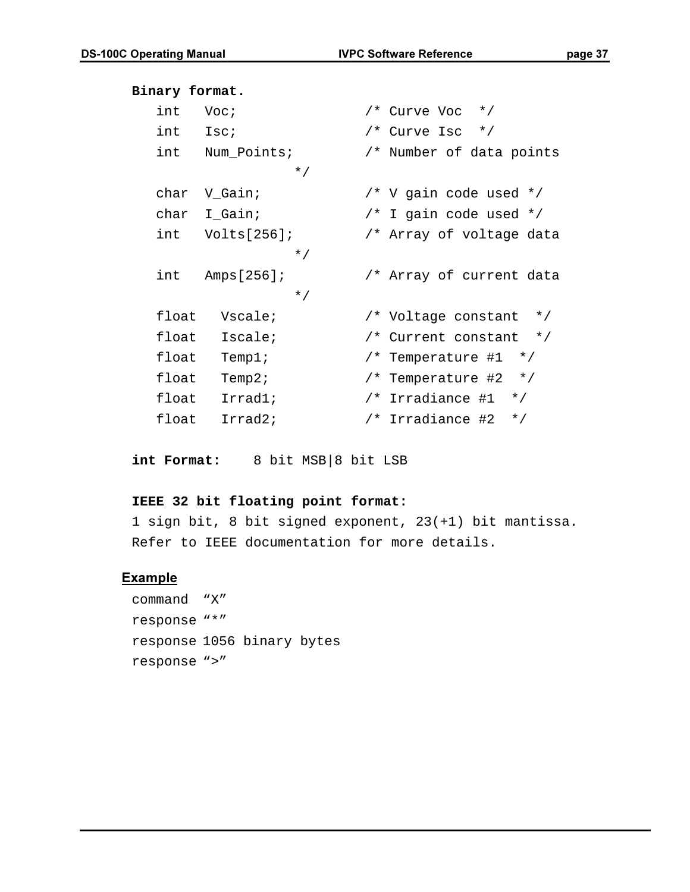**Binary format.**

```
int   Voc;            /* Curve Voc  */
int   Isc;            /* Curve Isc  */
int   Num_Points;     /* Number of data points
                 */
char  V_Gain;         /* V gain code used */
char  I_Gain;         /* I gain code used */
int   Volts[256];     /* Array of voltage data
                 */
int   Amps[256];      /* Array of current data
                 */
float   Vscale;       /* Voltage constant  */
float   Iscale;       /* Current constant  */
float   Temp1;        /* Temperature #1  */
float   Temp2;        /* Temperature #2  */
float   Irrad1;       /* Irradiance #1  */
float   Irrad2;       /* Irradiance #2  */
```

**int Format:** 8 bit MSB|8 bit LSB

**IEEE 32 bit floating point format:**

1 sign bit, 8 bit signed exponent, 23(+1) bit mantissa.
Refer to IEEE documentation for more details.

**Example**

command “X”
response “*”
response 1056 binary bytes
response “>”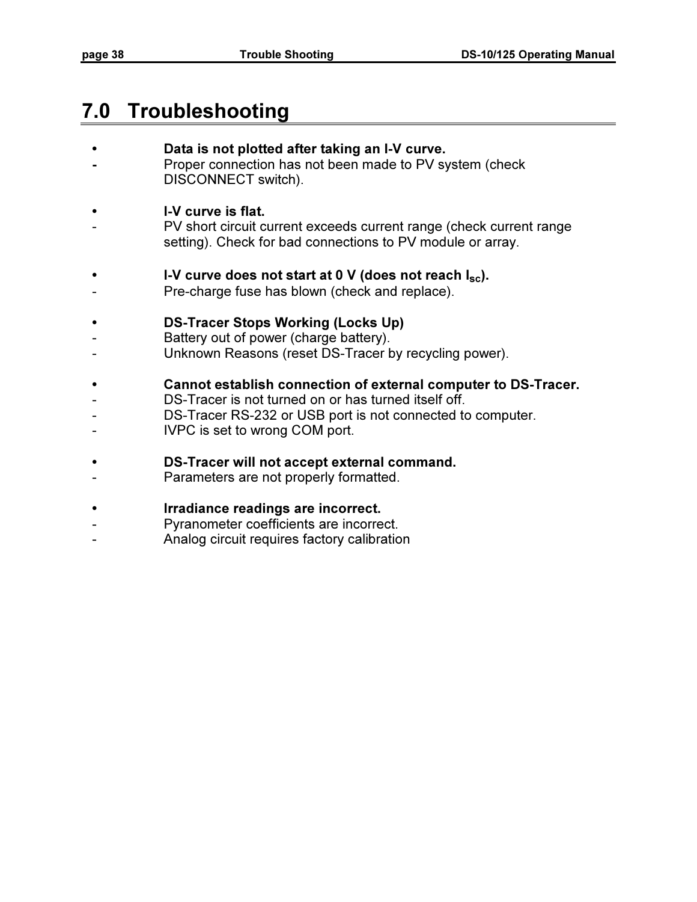# 7.0 Troubleshooting

- **Data is not plotted after taking an I-V curve.**
  - Proper connection has not been made to PV system (check DISCONNECT switch).

- **I-V curve is flat.**
  - PV short circuit current exceeds current range (check current range setting). Check for bad connections to PV module or array.

- **I-V curve does not start at 0 V (does not reach $I_{SC}$).**
  - Pre-charge fuse has blown (check and replace).

- **DS-Tracer Stops Working (Locks Up)**
  - Battery out of power (charge battery).
  - Unknown Reasons (reset DS-Tracer by recycling power).

- **Cannot establish connection of external computer to DS-Tracer.**
  - DS-Tracer is not turned on or has turned itself off.
  - DS-Tracer RS-232 or USB port is not connected to computer.
  - IVPC is set to wrong COM port.

- **DS-Tracer will not accept external command.**
  - Parameters are not properly formatted.

- **Irradiance readings are incorrect.**
  - Pyranometer coefficients are incorrect.
  - Analog circuit requires factory calibration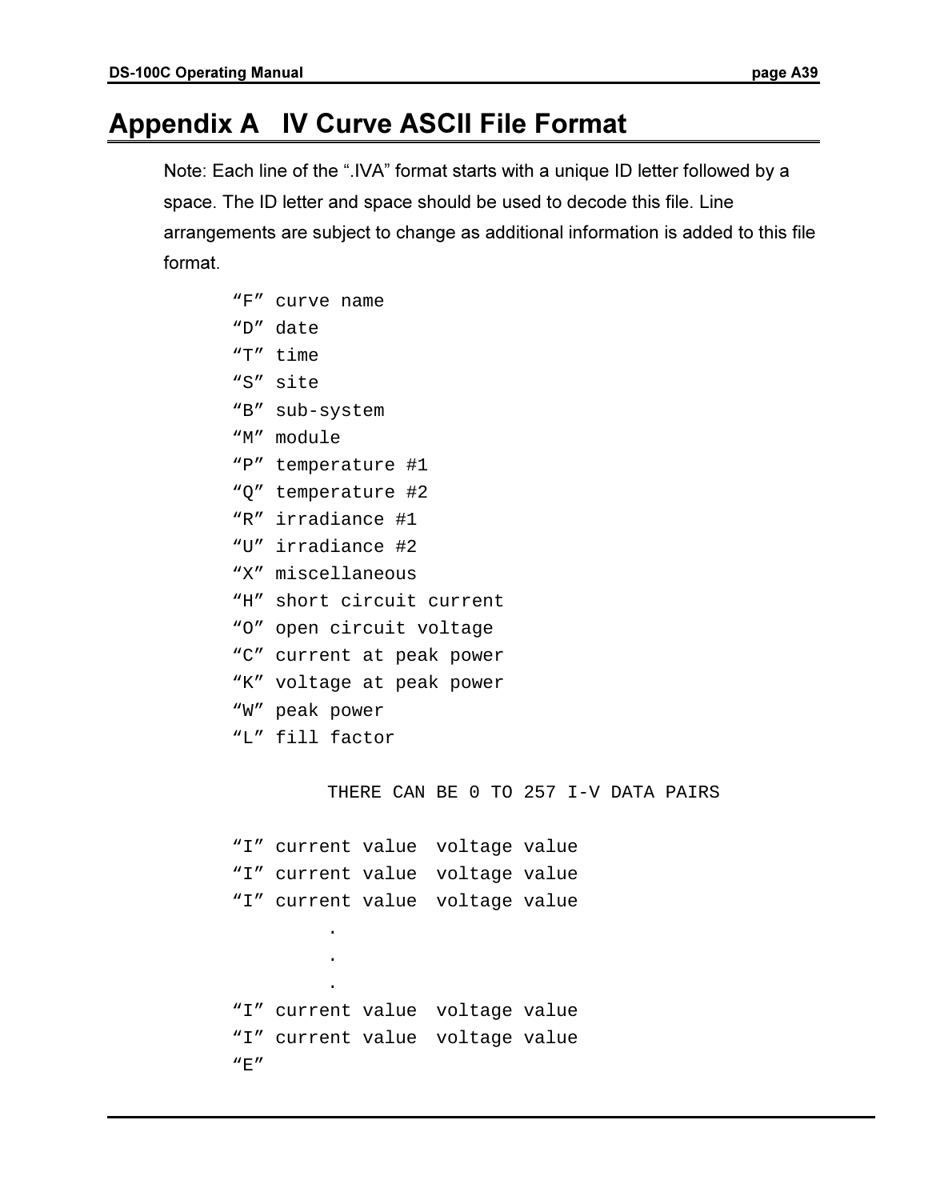# Appendix A IV Curve ASCII File Format

Note: Each line of the ".IVA" format starts with a unique ID letter followed by a space. The ID letter and space should be used to decode this file. Line arrangements are subject to change as additional information is added to this file format.

```
"F" curve name
"D" date
"T" time
"S" site
"B" sub-system
"M" module
"P" temperature #1
"Q" temperature #2
"R" irradiance #1
"U" irradiance #2
"X" miscellaneous
"H" short circuit current
"O" open circuit voltage
"C" current at peak power
"K" voltage at peak power
"W" peak power
"L" fill factor

         THERE CAN BE 0 TO 257 I-V DATA PAIRS

"I" current value  voltage value
"I" current value  voltage value
"I" current value  voltage value
         .
         .
         .
"I" current value  voltage value
"I" current value  voltage value
"E"
```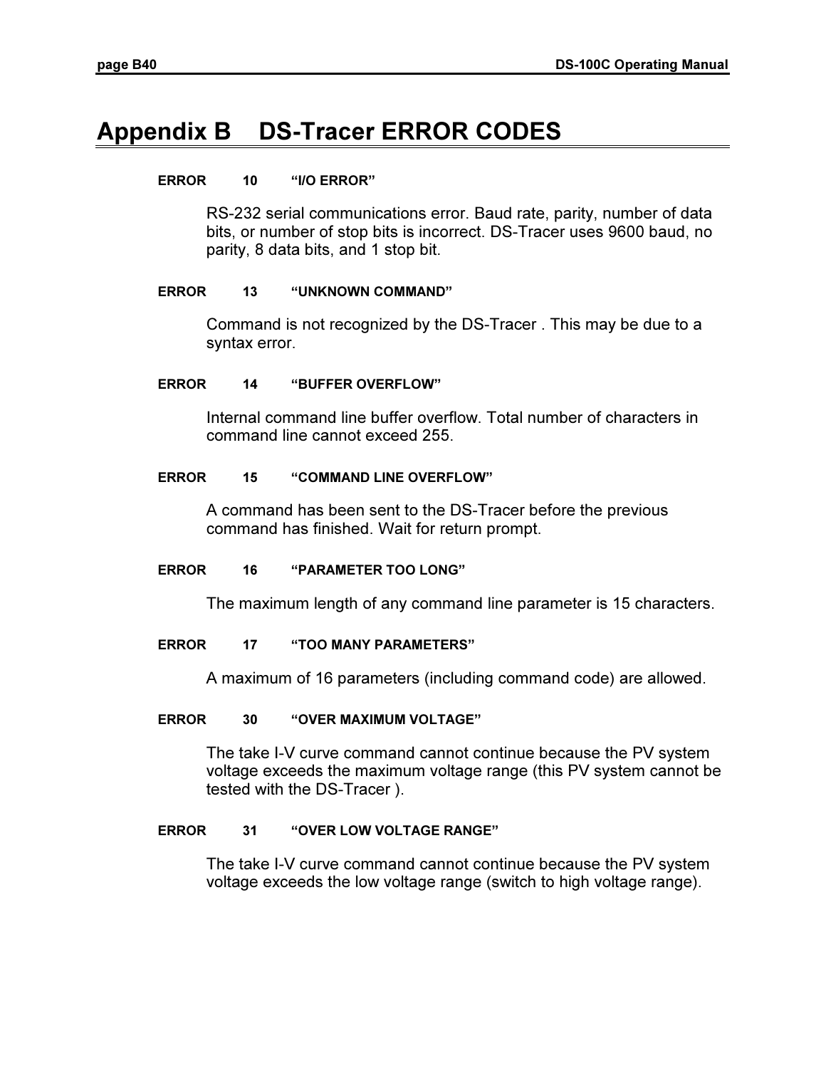# Appendix B DS-Tracer ERROR CODES

**ERROR 10 "I/O ERROR"**

RS-232 serial communications error. Baud rate, parity, number of data bits, or number of stop bits is incorrect. DS-Tracer uses 9600 baud, no parity, 8 data bits, and 1 stop bit.

**ERROR 13 "UNKNOWN COMMAND"**

Command is not recognized by the DS-Tracer . This may be due to a syntax error.

**ERROR 14 "BUFFER OVERFLOW"**

Internal command line buffer overflow. Total number of characters in command line cannot exceed 255.

**ERROR 15 "COMMAND LINE OVERFLOW"**

A command has been sent to the DS-Tracer before the previous command has finished. Wait for return prompt.

**ERROR 16 "PARAMETER TOO LONG"**

The maximum length of any command line parameter is 15 characters.

**ERROR 17 "TOO MANY PARAMETERS"**

A maximum of 16 parameters (including command code) are allowed.

**ERROR 30 "OVER MAXIMUM VOLTAGE"**

The take I-V curve command cannot continue because the PV system voltage exceeds the maximum voltage range (this PV system cannot be tested with the DS-Tracer ).

**ERROR 31 "OVER LOW VOLTAGE RANGE"**

The take I-V curve command cannot continue because the PV system voltage exceeds the low voltage range (switch to high voltage range).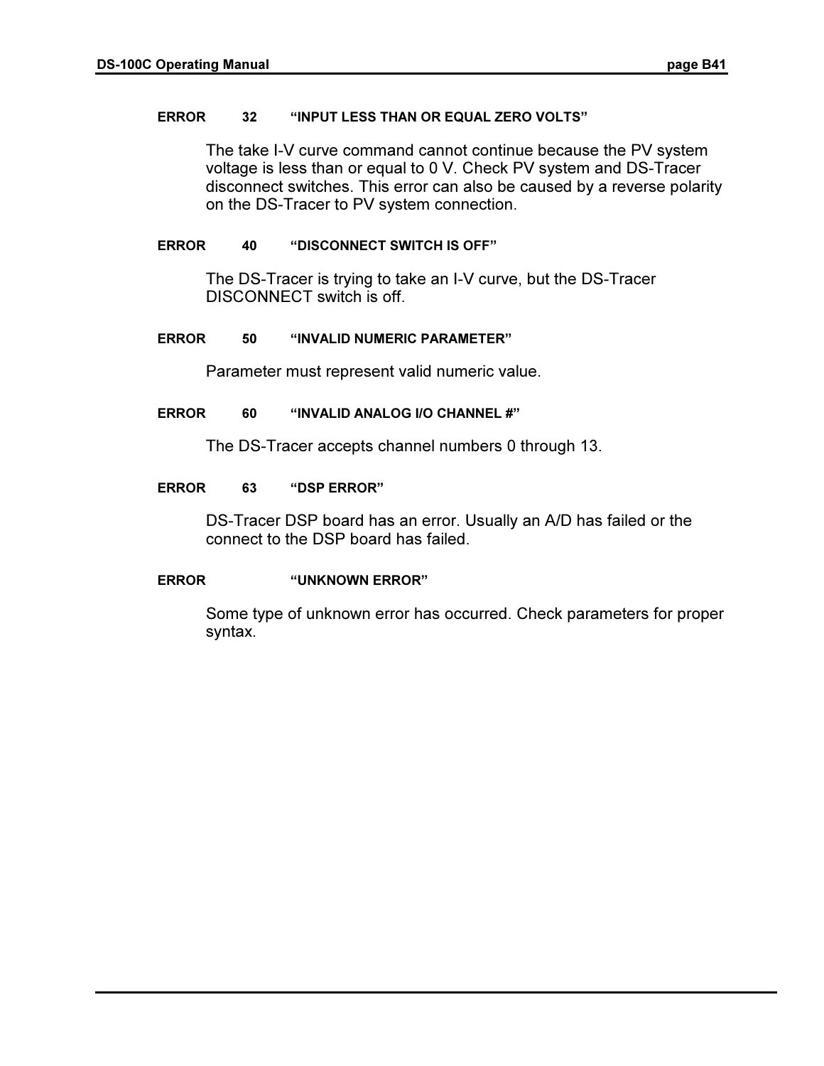**ERROR 32 "INPUT LESS THAN OR EQUAL ZERO VOLTS"**

The take I-V curve command cannot continue because the PV system voltage is less than or equal to 0 V. Check PV system and DS-Tracer disconnect switches. This error can also be caused by a reverse polarity on the DS-Tracer to PV system connection.

**ERROR 40 "DISCONNECT SWITCH IS OFF"**

The DS-Tracer is trying to take an I-V curve, but the DS-Tracer DISCONNECT switch is off.

**ERROR 50 "INVALID NUMERIC PARAMETER"**

Parameter must represent valid numeric value.

**ERROR 60 "INVALID ANALOG I/O CHANNEL #"**

The DS-Tracer accepts channel numbers 0 through 13.

**ERROR 63 "DSP ERROR"**

DS-Tracer DSP board has an error. Usually an A/D has failed or the connect to the DSP board has failed.

**ERROR "UNKNOWN ERROR"**

Some type of unknown error has occurred. Check parameters for proper syntax.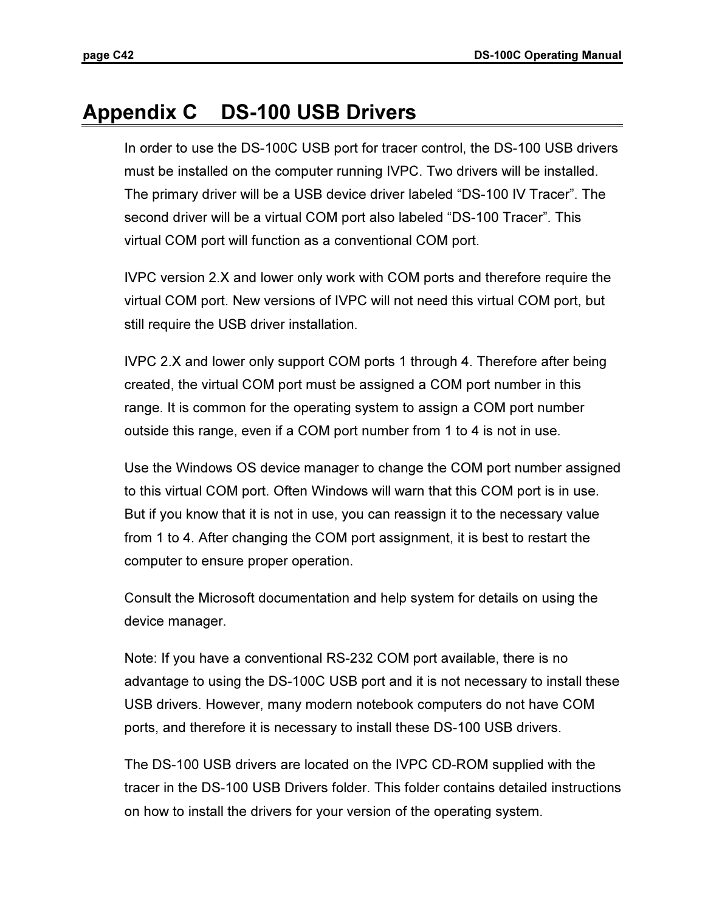# Appendix C DS-100 USB Drivers

In order to use the DS-100C USB port for tracer control, the DS-100 USB drivers must be installed on the computer running IVPC. Two drivers will be installed. The primary driver will be a USB device driver labeled “DS-100 IV Tracer”. The second driver will be a virtual COM port also labeled “DS-100 Tracer”. This virtual COM port will function as a conventional COM port.

IVPC version 2.X and lower only work with COM ports and therefore require the virtual COM port. New versions of IVPC will not need this virtual COM port, but still require the USB driver installation.

IVPC 2.X and lower only support COM ports 1 through 4. Therefore after being created, the virtual COM port must be assigned a COM port number in this range. It is common for the operating system to assign a COM port number outside this range, even if a COM port number from 1 to 4 is not in use.

Use the Windows OS device manager to change the COM port number assigned to this virtual COM port. Often Windows will warn that this COM port is in use. But if you know that it is not in use, you can reassign it to the necessary value from 1 to 4. After changing the COM port assignment, it is best to restart the computer to ensure proper operation.

Consult the Microsoft documentation and help system for details on using the device manager.

Note: If you have a conventional RS-232 COM port available, there is no advantage to using the DS-100C USB port and it is not necessary to install these USB drivers. However, many modern notebook computers do not have COM ports, and therefore it is necessary to install these DS-100 USB drivers.

The DS-100 USB drivers are located on the IVPC CD-ROM supplied with the tracer in the DS-100 USB Drivers folder. This folder contains detailed instructions on how to install the drivers for your version of the operating system.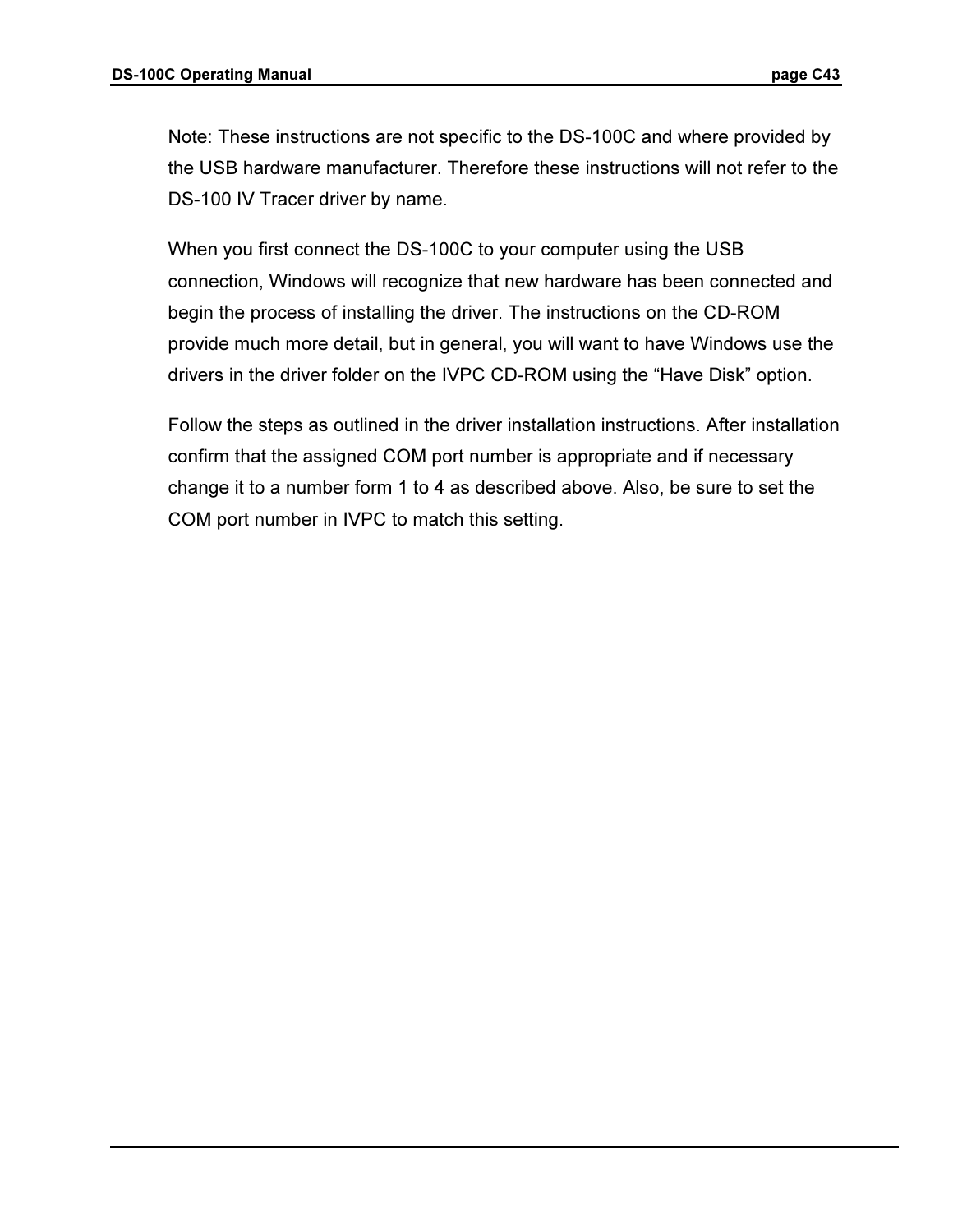Note: These instructions are not specific to the DS-100C and where provided by the USB hardware manufacturer. Therefore these instructions will not refer to the DS-100 IV Tracer driver by name.

When you first connect the DS-100C to your computer using the USB connection, Windows will recognize that new hardware has been connected and begin the process of installing the driver. The instructions on the CD-ROM provide much more detail, but in general, you will want to have Windows use the drivers in the driver folder on the IVPC CD-ROM using the “Have Disk” option.

Follow the steps as outlined in the driver installation instructions. After installation confirm that the assigned COM port number is appropriate and if necessary change it to a number form 1 to 4 as described above. Also, be sure to set the COM port number in IVPC to match this setting.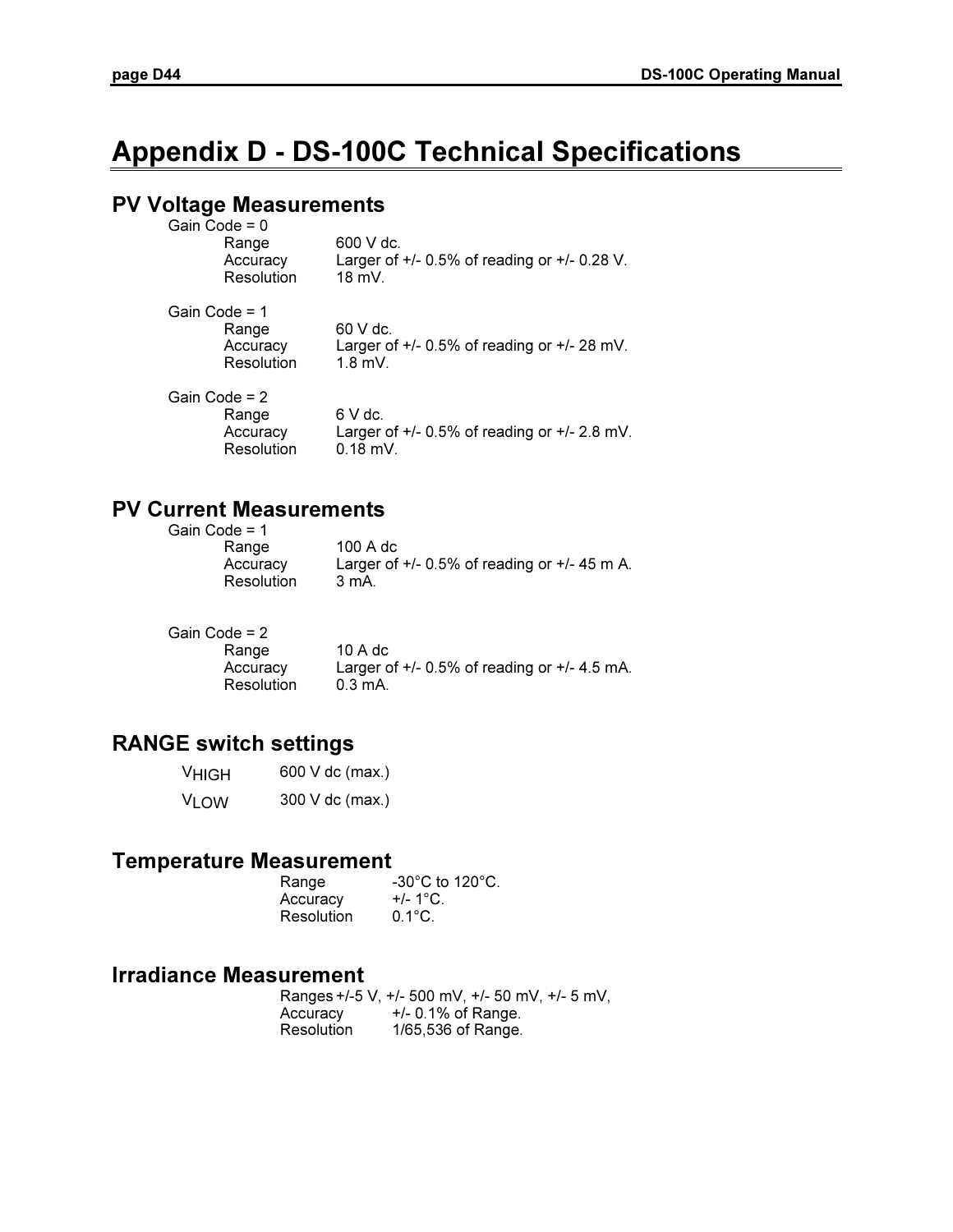# Appendix D - DS-100C Technical Specifications

## PV Voltage Measurements

Gain Code = 0

| | |
|---|---|
| Range | 600 V dc. |
| Accuracy | Larger of +/- 0.5% of reading or +/- 0.28 V. |
| Resolution | 18 mV. |

Gain Code = 1

| | |
|---|---|
| Range | 60 V dc. |
| Accuracy | Larger of +/- 0.5% of reading or +/- 28 mV. |
| Resolution | 1.8 mV. |

Gain Code = 2

| | |
|---|---|
| Range | 6 V dc. |
| Accuracy | Larger of +/- 0.5% of reading or +/- 2.8 mV. |
| Resolution | 0.18 mV. |

## PV Current Measurements

Gain Code = 1

| | |
|---|---|
| Range | 100 A dc |
| Accuracy | Larger of +/- 0.5% of reading or +/- 45 m A. |
| Resolution | 3 mA. |

Gain Code = 2

| | |
|---|---|
| Range | 10 A dc |
| Accuracy | Larger of +/- 0.5% of reading or +/- 4.5 mA. |
| Resolution | 0.3 mA. |

## RANGE switch settings

| | |
|---|---|
| $V_{HIGH}$ | 600 V dc (max.) |
| $V_{LOW}$ | 300 V dc (max.) |

## Temperature Measurement

| | |
|---|---|
| Range | -30°C to 120°C. |
| Accuracy | +/- 1°C. |
| Resolution | 0.1°C. |

## Irradiance Measurement

| | |
|---|---|
| Ranges | +/-5 V, +/- 500 mV, +/- 50 mV, +/- 5 mV, |
| Accuracy | +/- 0.1% of Range. |
| Resolution | 1/65,536 of Range. |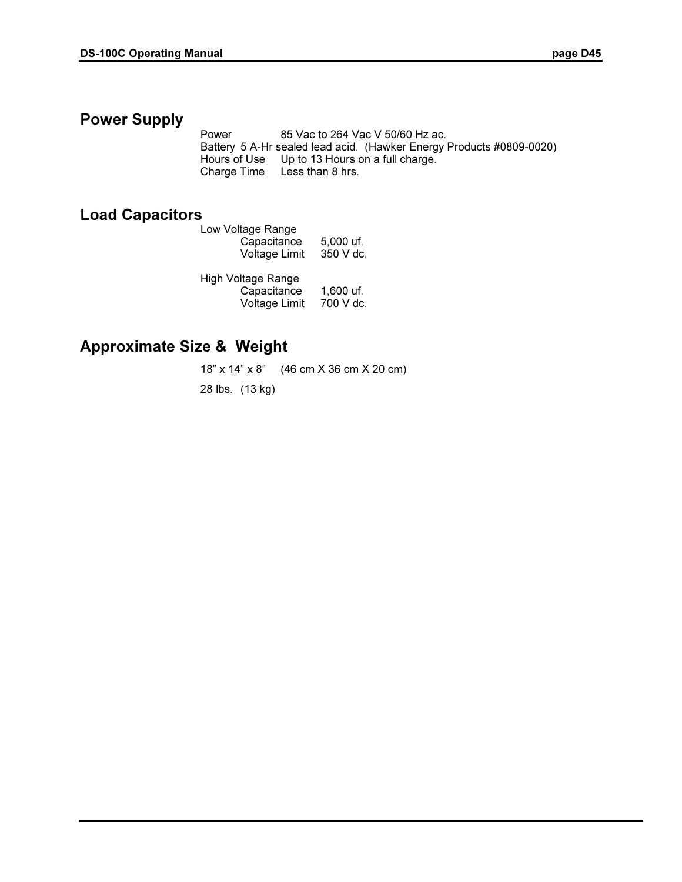## Power Supply

Power 85 Vac to 264 Vac V 50/60 Hz ac.
Battery 5 A-Hr sealed lead acid. (Hawker Energy Products #0809-0020)
Hours of Use Up to 13 Hours on a full charge.
Charge Time Less than 8 hrs.

## Load Capacitors

Low Voltage Range
Capacitance 5,000 uf.
Voltage Limit 350 V dc.

High Voltage Range
Capacitance 1,600 uf.
Voltage Limit 700 V dc.

## Approximate Size & Weight

18" x 14" x 8" (46 cm X 36 cm X 20 cm)

28 lbs. (13 kg)